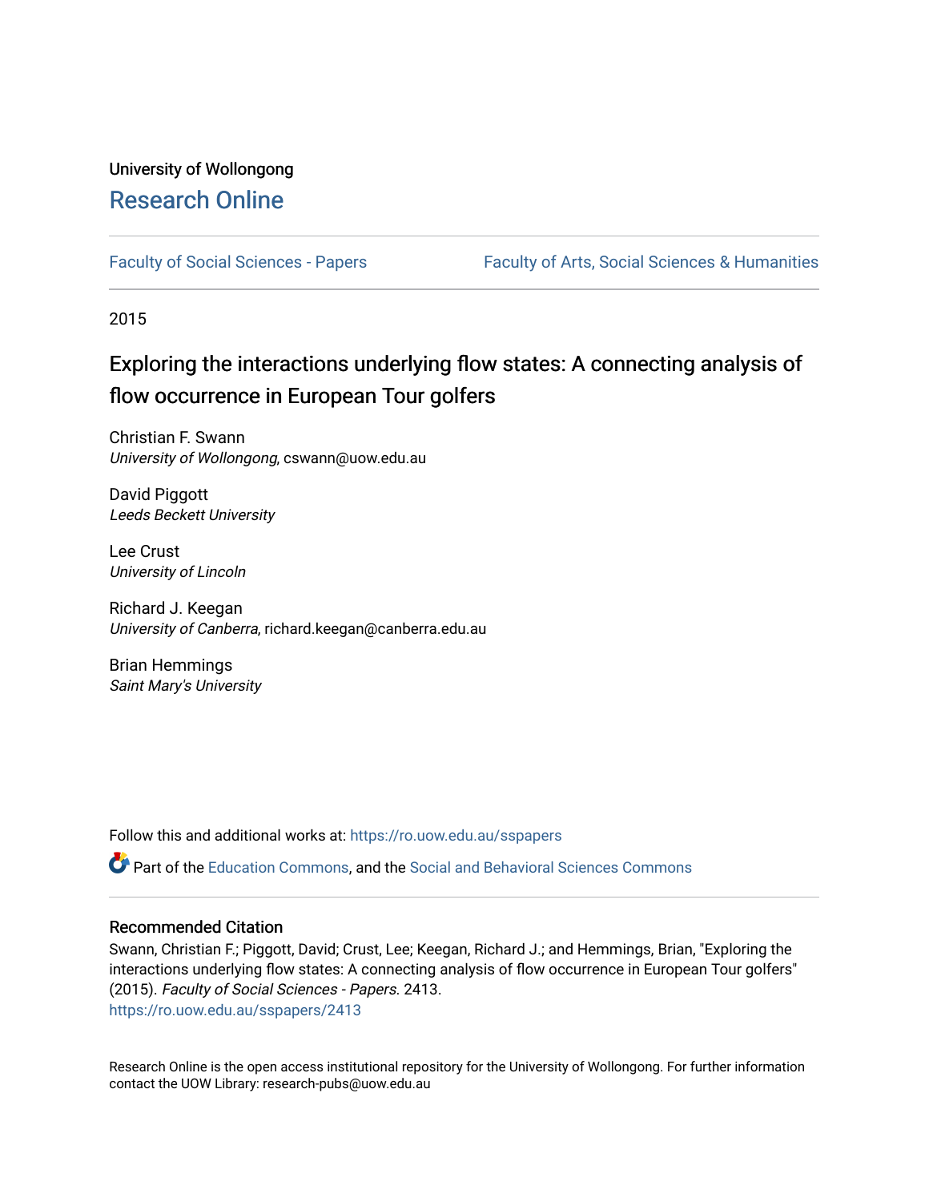University of Wollongong

# Research Online

Faculty of Social Sciences - Papers | Faculty of Arts, Social Sciences & Humanities

2015

## Exploring the interactions underlying flow states: A connecting analysis of flow occurrence in European Tour golfers

Christian F. Swann
*University of Wollongong*, cswann@uow.edu.au

David Piggott
*Leeds Beckett University*

Lee Crust
*University of Lincoln*

Richard J. Keegan
*University of Canberra*, richard.keegan@canberra.edu.au

Brian Hemmings
*Saint Mary's University*

Follow this and additional works at: https://ro.uow.edu.au/sspapers

Part of the Education Commons, and the Social and Behavioral Sciences Commons

### Recommended Citation

Swann, Christian F.; Piggott, David; Crust, Lee; Keegan, Richard J.; and Hemmings, Brian, "Exploring the interactions underlying flow states: A connecting analysis of flow occurrence in European Tour golfers" (2015). *Faculty of Social Sciences - Papers*. 2413.
https://ro.uow.edu.au/sspapers/2413

Research Online is the open access institutional repository for the University of Wollongong. For further information contact the UOW Library: research-pubs@uow.edu.au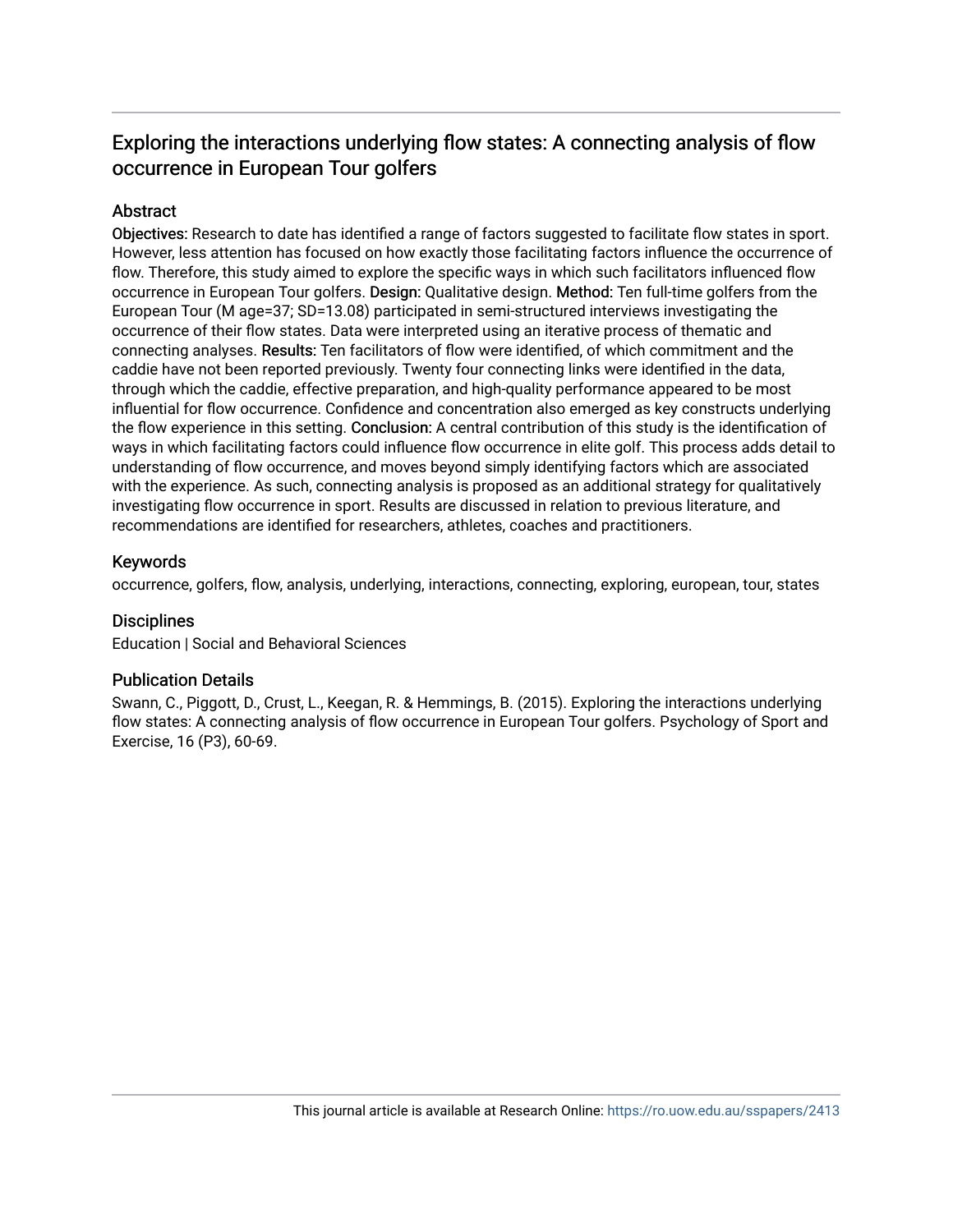# Exploring the interactions underlying flow states: A connecting analysis of flow occurrence in European Tour golfers

## Abstract

**Objectives:** Research to date has identified a range of factors suggested to facilitate flow states in sport. However, less attention has focused on how exactly those facilitating factors influence the occurrence of flow. Therefore, this study aimed to explore the specific ways in which such facilitators influenced flow occurrence in European Tour golfers. **Design:** Qualitative design. **Method:** Ten full-time golfers from the European Tour (M age=37; SD=13.08) participated in semi-structured interviews investigating the occurrence of their flow states. Data were interpreted using an iterative process of thematic and connecting analyses. **Results:** Ten facilitators of flow were identified, of which commitment and the caddie have not been reported previously. Twenty four connecting links were identified in the data, through which the caddie, effective preparation, and high-quality performance appeared to be most influential for flow occurrence. Confidence and concentration also emerged as key constructs underlying the flow experience in this setting. **Conclusion:** A central contribution of this study is the identification of ways in which facilitating factors could influence flow occurrence in elite golf. This process adds detail to understanding of flow occurrence, and moves beyond simply identifying factors which are associated with the experience. As such, connecting analysis is proposed as an additional strategy for qualitatively investigating flow occurrence in sport. Results are discussed in relation to previous literature, and recommendations are identified for researchers, athletes, coaches and practitioners.

## Keywords

occurrence, golfers, flow, analysis, underlying, interactions, connecting, exploring, european, tour, states

## Disciplines

Education | Social and Behavioral Sciences

## Publication Details

Swann, C., Piggott, D., Crust, L., Keegan, R. & Hemmings, B. (2015). Exploring the interactions underlying flow states: A connecting analysis of flow occurrence in European Tour golfers. Psychology of Sport and Exercise, 16 (P3), 60-69.

This journal article is available at Research Online: https://ro.uow.edu.au/sspapers/2413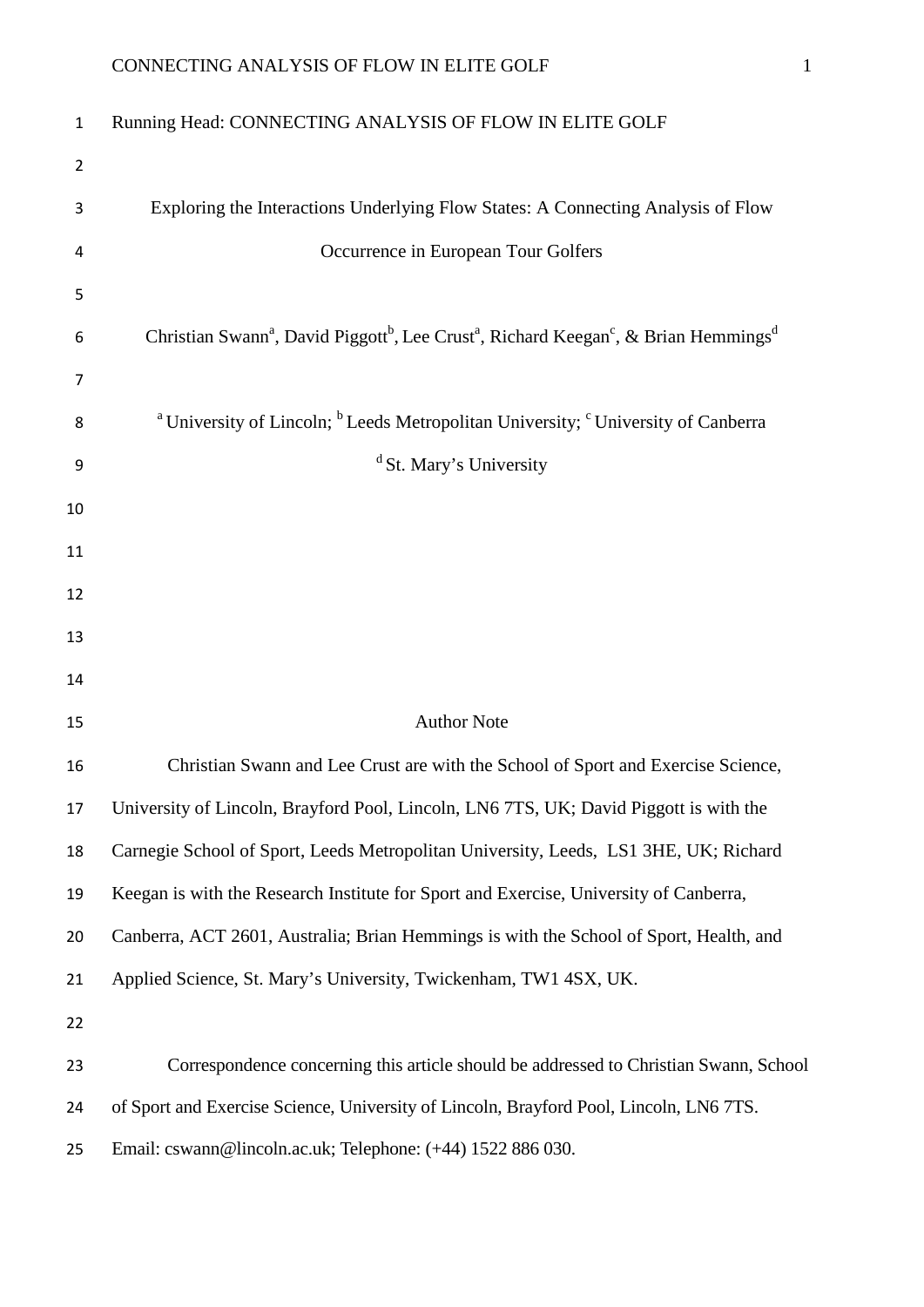Running Head: CONNECTING ANALYSIS OF FLOW IN ELITE GOLF

# Exploring the Interactions Underlying Flow States: A Connecting Analysis of Flow Occurrence in European Tour Golfers

Christian Swann[a], David Piggott[b], Lee Crust[a], Richard Keegan[c], & Brian Hemmings[d]

[a] University of Lincoln; [b] Leeds Metropolitan University; [c] University of Canberra

[d] St. Mary's University

## Author Note

Christian Swann and Lee Crust are with the School of Sport and Exercise Science, University of Lincoln, Brayford Pool, Lincoln, LN6 7TS, UK; David Piggott is with the Carnegie School of Sport, Leeds Metropolitan University, Leeds, LS1 3HE, UK; Richard Keegan is with the Research Institute for Sport and Exercise, University of Canberra, Canberra, ACT 2601, Australia; Brian Hemmings is with the School of Sport, Health, and Applied Science, St. Mary's University, Twickenham, TW1 4SX, UK.

Correspondence concerning this article should be addressed to Christian Swann, School of Sport and Exercise Science, University of Lincoln, Brayford Pool, Lincoln, LN6 7TS. Email: cswann@lincoln.ac.uk; Telephone: (+44) 1522 886 030.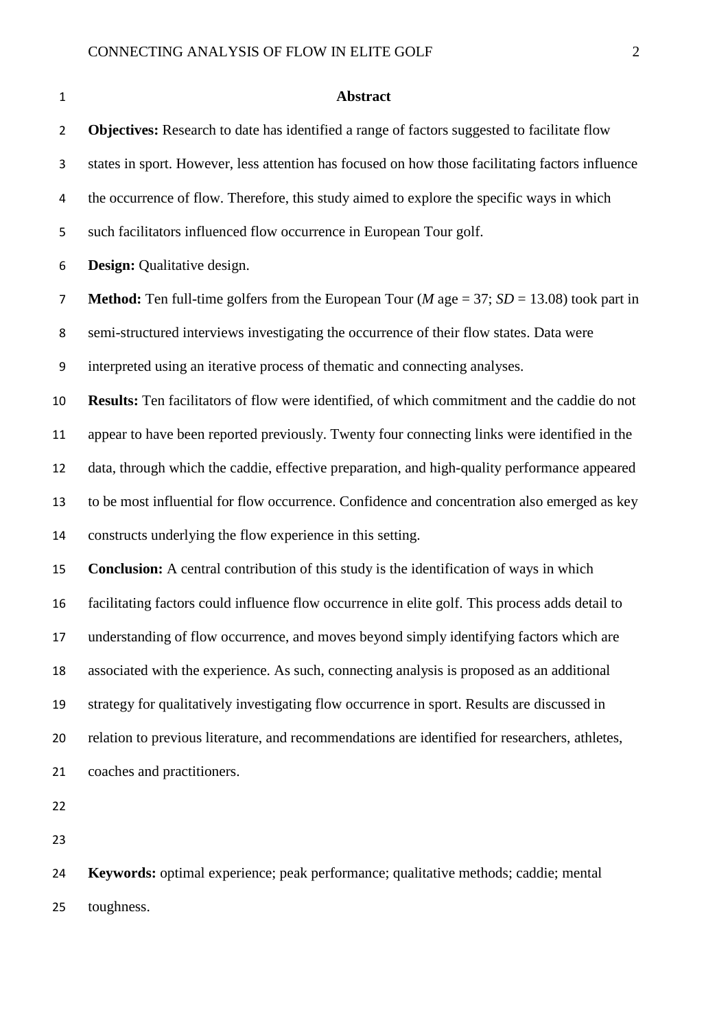## Abstract

**Objectives:** Research to date has identified a range of factors suggested to facilitate flow states in sport. However, less attention has focused on how those facilitating factors influence the occurrence of flow. Therefore, this study aimed to explore the specific ways in which such facilitators influenced flow occurrence in European Tour golf.

**Design:** Qualitative design.

**Method:** Ten full-time golfers from the European Tour (*M* age = 37; *SD* = 13.08) took part in semi-structured interviews investigating the occurrence of their flow states. Data were interpreted using an iterative process of thematic and connecting analyses.

**Results:** Ten facilitators of flow were identified, of which commitment and the caddie do not appear to have been reported previously. Twenty four connecting links were identified in the data, through which the caddie, effective preparation, and high-quality performance appeared to be most influential for flow occurrence. Confidence and concentration also emerged as key constructs underlying the flow experience in this setting.

**Conclusion:** A central contribution of this study is the identification of ways in which facilitating factors could influence flow occurrence in elite golf. This process adds detail to understanding of flow occurrence, and moves beyond simply identifying factors which are associated with the experience. As such, connecting analysis is proposed as an additional strategy for qualitatively investigating flow occurrence in sport. Results are discussed in relation to previous literature, and recommendations are identified for researchers, athletes, coaches and practitioners.

**Keywords:** optimal experience; peak performance; qualitative methods; caddie; mental toughness.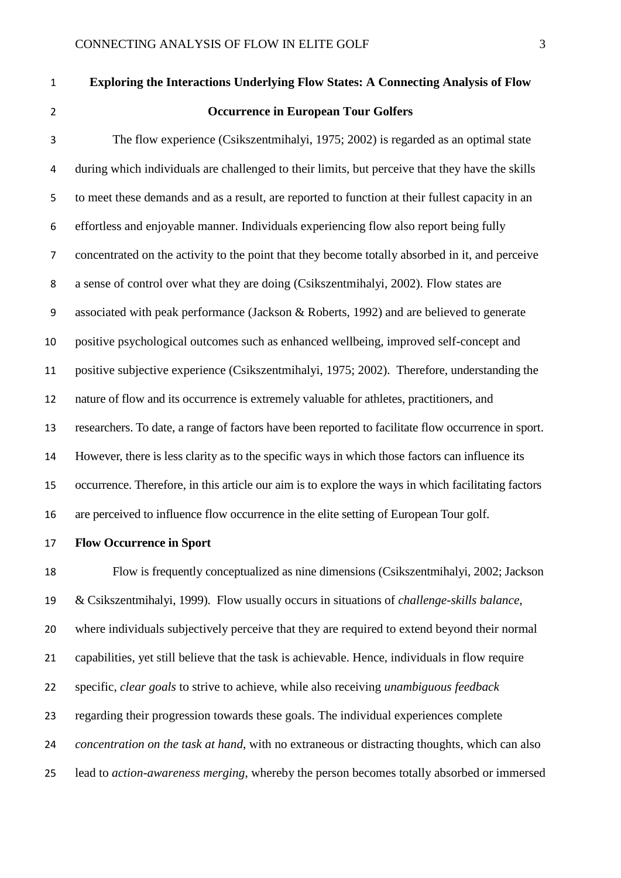# Exploring the Interactions Underlying Flow States: A Connecting Analysis of Flow Occurrence in European Tour Golfers

The flow experience (Csikszentmihalyi, 1975; 2002) is regarded as an optimal state during which individuals are challenged to their limits, but perceive that they have the skills to meet these demands and as a result, are reported to function at their fullest capacity in an effortless and enjoyable manner. Individuals experiencing flow also report being fully concentrated on the activity to the point that they become totally absorbed in it, and perceive a sense of control over what they are doing (Csikszentmihalyi, 2002). Flow states are associated with peak performance (Jackson & Roberts, 1992) and are believed to generate positive psychological outcomes such as enhanced wellbeing, improved self-concept and positive subjective experience (Csikszentmihalyi, 1975; 2002). Therefore, understanding the nature of flow and its occurrence is extremely valuable for athletes, practitioners, and researchers. To date, a range of factors have been reported to facilitate flow occurrence in sport. However, there is less clarity as to the specific ways in which those factors can influence its occurrence. Therefore, in this article our aim is to explore the ways in which facilitating factors are perceived to influence flow occurrence in the elite setting of European Tour golf.

## Flow Occurrence in Sport

Flow is frequently conceptualized as nine dimensions (Csikszentmihalyi, 2002; Jackson & Csikszentmihalyi, 1999). Flow usually occurs in situations of *challenge-skills balance,* where individuals subjectively perceive that they are required to extend beyond their normal capabilities, yet still believe that the task is achievable. Hence, individuals in flow require specific, *clear goals* to strive to achieve, while also receiving *unambiguous feedback* regarding their progression towards these goals. The individual experiences complete *concentration on the task at hand*, with no extraneous or distracting thoughts, which can also lead to *action-awareness merging,* whereby the person becomes totally absorbed or immersed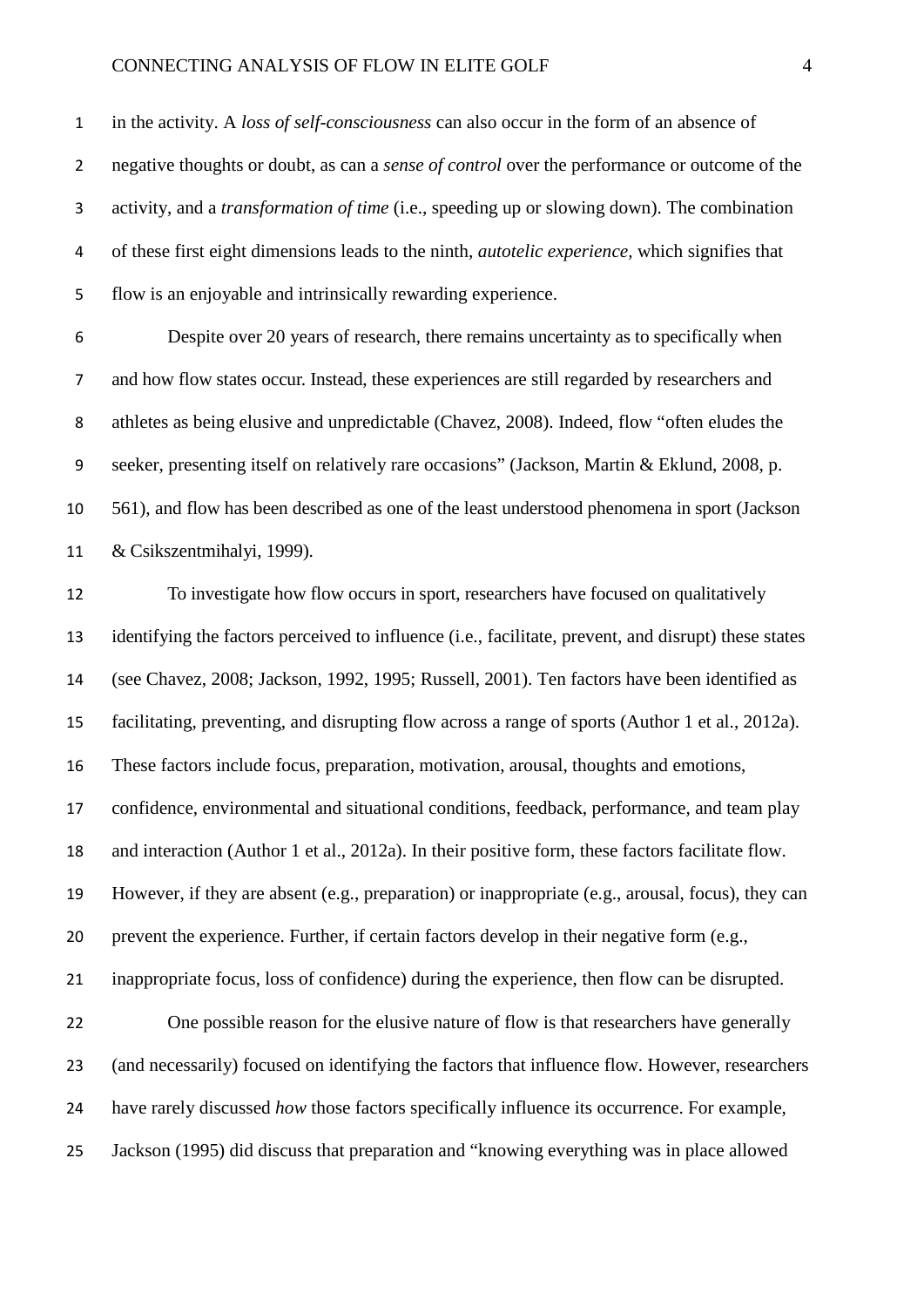in the activity. A *loss of self-consciousness* can also occur in the form of an absence of negative thoughts or doubt, as can a *sense of control* over the performance or outcome of the activity, and a *transformation of time* (i.e., speeding up or slowing down). The combination of these first eight dimensions leads to the ninth, *autotelic experience,* which signifies that flow is an enjoyable and intrinsically rewarding experience.

Despite over 20 years of research, there remains uncertainty as to specifically when and how flow states occur. Instead, these experiences are still regarded by researchers and athletes as being elusive and unpredictable (Chavez, 2008). Indeed, flow "often eludes the seeker, presenting itself on relatively rare occasions" (Jackson, Martin & Eklund, 2008, p. 561), and flow has been described as one of the least understood phenomena in sport (Jackson & Csikszentmihalyi, 1999).

To investigate how flow occurs in sport, researchers have focused on qualitatively identifying the factors perceived to influence (i.e., facilitate, prevent, and disrupt) these states (see Chavez, 2008; Jackson, 1992, 1995; Russell, 2001). Ten factors have been identified as facilitating, preventing, and disrupting flow across a range of sports (Author 1 et al., 2012a). These factors include focus, preparation, motivation, arousal, thoughts and emotions, confidence, environmental and situational conditions, feedback, performance, and team play and interaction (Author 1 et al., 2012a). In their positive form, these factors facilitate flow. However, if they are absent (e.g., preparation) or inappropriate (e.g., arousal, focus), they can prevent the experience. Further, if certain factors develop in their negative form (e.g., inappropriate focus, loss of confidence) during the experience, then flow can be disrupted.

One possible reason for the elusive nature of flow is that researchers have generally (and necessarily) focused on identifying the factors that influence flow. However, researchers have rarely discussed *how* those factors specifically influence its occurrence. For example, Jackson (1995) did discuss that preparation and "knowing everything was in place allowed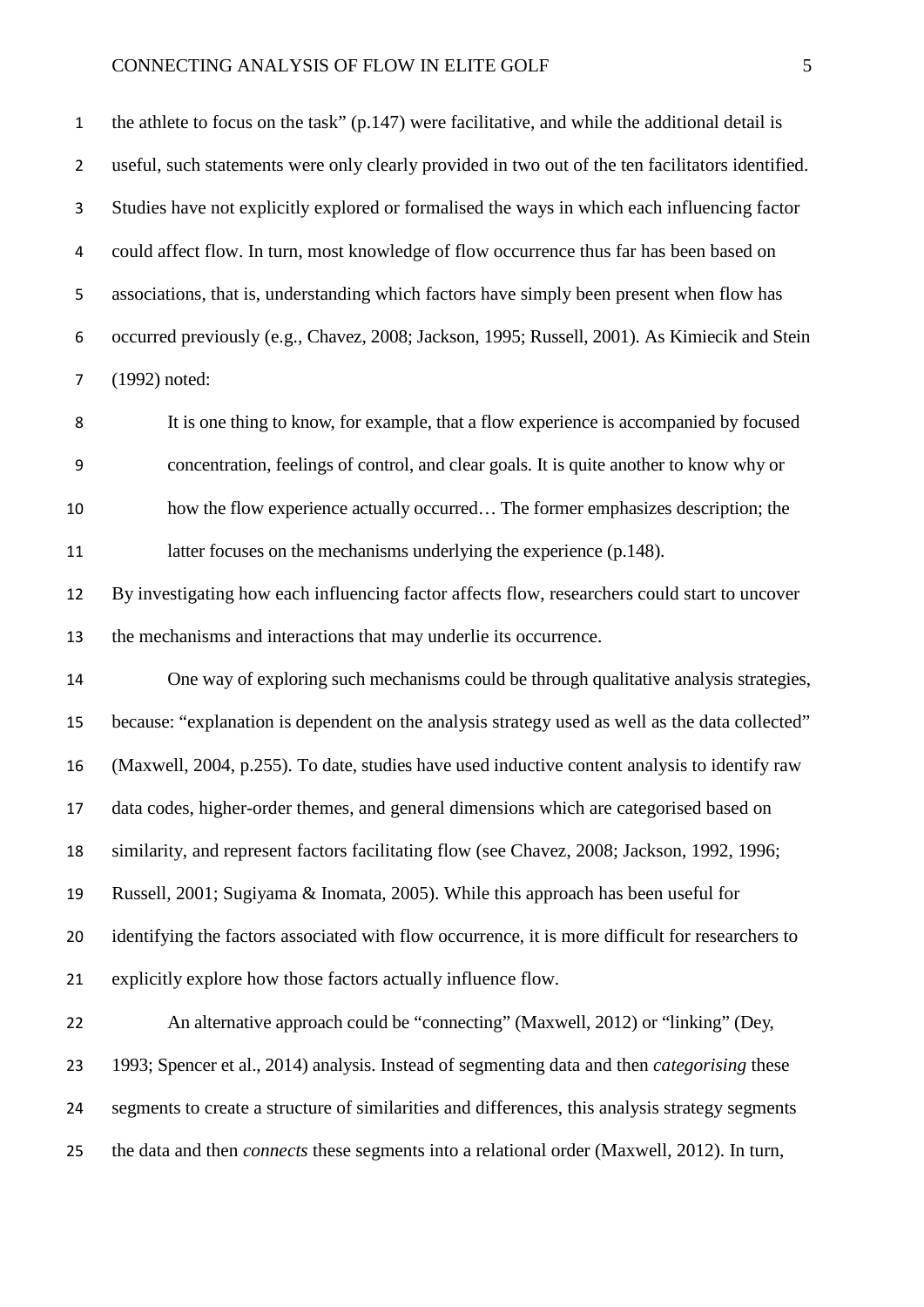the athlete to focus on the task" (p.147) were facilitative, and while the additional detail is useful, such statements were only clearly provided in two out of the ten facilitators identified. Studies have not explicitly explored or formalised the ways in which each influencing factor could affect flow. In turn, most knowledge of flow occurrence thus far has been based on associations, that is, understanding which factors have simply been present when flow has occurred previously (e.g., Chavez, 2008; Jackson, 1995; Russell, 2001). As Kimiecik and Stein (1992) noted:

> It is one thing to know, for example, that a flow experience is accompanied by focused concentration, feelings of control, and clear goals. It is quite another to know why or how the flow experience actually occurred… The former emphasizes description; the latter focuses on the mechanisms underlying the experience (p.148).

By investigating how each influencing factor affects flow, researchers could start to uncover the mechanisms and interactions that may underlie its occurrence.

One way of exploring such mechanisms could be through qualitative analysis strategies, because: "explanation is dependent on the analysis strategy used as well as the data collected" (Maxwell, 2004, p.255). To date, studies have used inductive content analysis to identify raw data codes, higher-order themes, and general dimensions which are categorised based on similarity, and represent factors facilitating flow (see Chavez, 2008; Jackson, 1992, 1996; Russell, 2001; Sugiyama & Inomata, 2005). While this approach has been useful for identifying the factors associated with flow occurrence, it is more difficult for researchers to explicitly explore how those factors actually influence flow.

An alternative approach could be "connecting" (Maxwell, 2012) or "linking" (Dey, 1993; Spencer et al., 2014) analysis. Instead of segmenting data and then *categorising* these segments to create a structure of similarities and differences, this analysis strategy segments the data and then *connects* these segments into a relational order (Maxwell, 2012). In turn,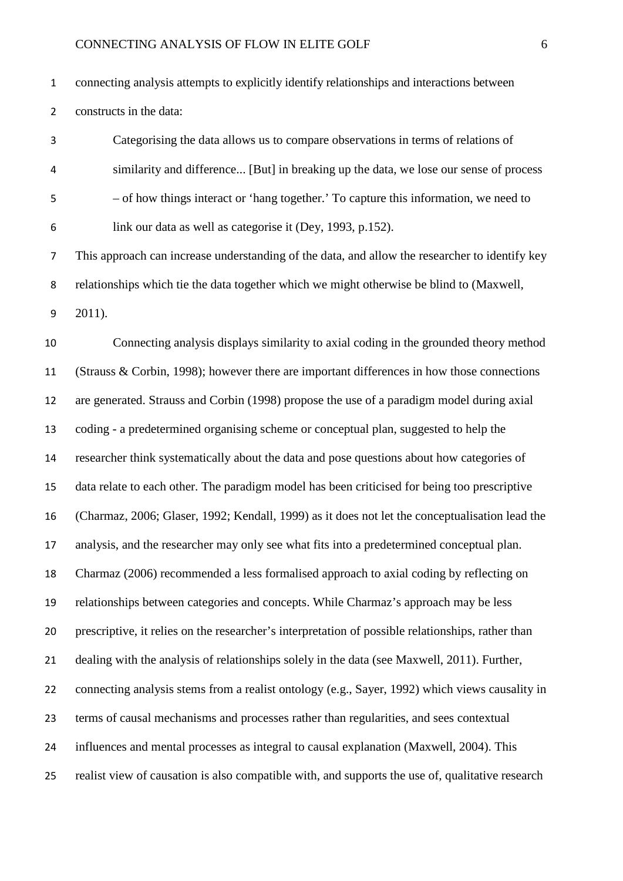connecting analysis attempts to explicitly identify relationships and interactions between constructs in the data:

> Categorising the data allows us to compare observations in terms of relations of similarity and difference... [But] in breaking up the data, we lose our sense of process – of how things interact or 'hang together.' To capture this information, we need to link our data as well as categorise it (Dey, 1993, p.152).

This approach can increase understanding of the data, and allow the researcher to identify key relationships which tie the data together which we might otherwise be blind to (Maxwell, 2011).

Connecting analysis displays similarity to axial coding in the grounded theory method (Strauss & Corbin, 1998); however there are important differences in how those connections are generated. Strauss and Corbin (1998) propose the use of a paradigm model during axial coding - a predetermined organising scheme or conceptual plan, suggested to help the researcher think systematically about the data and pose questions about how categories of data relate to each other. The paradigm model has been criticised for being too prescriptive (Charmaz, 2006; Glaser, 1992; Kendall, 1999) as it does not let the conceptualisation lead the analysis, and the researcher may only see what fits into a predetermined conceptual plan. Charmaz (2006) recommended a less formalised approach to axial coding by reflecting on relationships between categories and concepts. While Charmaz's approach may be less prescriptive, it relies on the researcher's interpretation of possible relationships, rather than dealing with the analysis of relationships solely in the data (see Maxwell, 2011). Further, connecting analysis stems from a realist ontology (e.g., Sayer, 1992) which views causality in terms of causal mechanisms and processes rather than regularities, and sees contextual influences and mental processes as integral to causal explanation (Maxwell, 2004). This realist view of causation is also compatible with, and supports the use of, qualitative research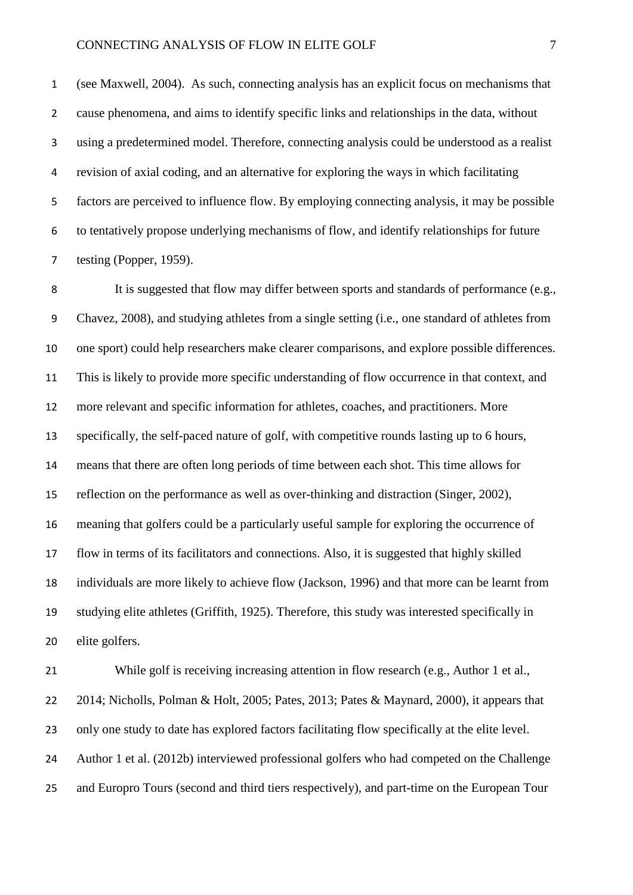(see Maxwell, 2004). As such, connecting analysis has an explicit focus on mechanisms that cause phenomena, and aims to identify specific links and relationships in the data, without using a predetermined model. Therefore, connecting analysis could be understood as a realist revision of axial coding, and an alternative for exploring the ways in which facilitating factors are perceived to influence flow. By employing connecting analysis, it may be possible to tentatively propose underlying mechanisms of flow, and identify relationships for future testing (Popper, 1959).

It is suggested that flow may differ between sports and standards of performance (e.g., Chavez, 2008), and studying athletes from a single setting (i.e., one standard of athletes from one sport) could help researchers make clearer comparisons, and explore possible differences. This is likely to provide more specific understanding of flow occurrence in that context, and more relevant and specific information for athletes, coaches, and practitioners. More specifically, the self-paced nature of golf, with competitive rounds lasting up to 6 hours, means that there are often long periods of time between each shot. This time allows for reflection on the performance as well as over-thinking and distraction (Singer, 2002), meaning that golfers could be a particularly useful sample for exploring the occurrence of flow in terms of its facilitators and connections. Also, it is suggested that highly skilled individuals are more likely to achieve flow (Jackson, 1996) and that more can be learnt from studying elite athletes (Griffith, 1925). Therefore, this study was interested specifically in elite golfers.

While golf is receiving increasing attention in flow research (e.g., Author 1 et al., 2014; Nicholls, Polman & Holt, 2005; Pates, 2013; Pates & Maynard, 2000), it appears that only one study to date has explored factors facilitating flow specifically at the elite level. Author 1 et al. (2012b) interviewed professional golfers who had competed on the Challenge and Europro Tours (second and third tiers respectively), and part-time on the European Tour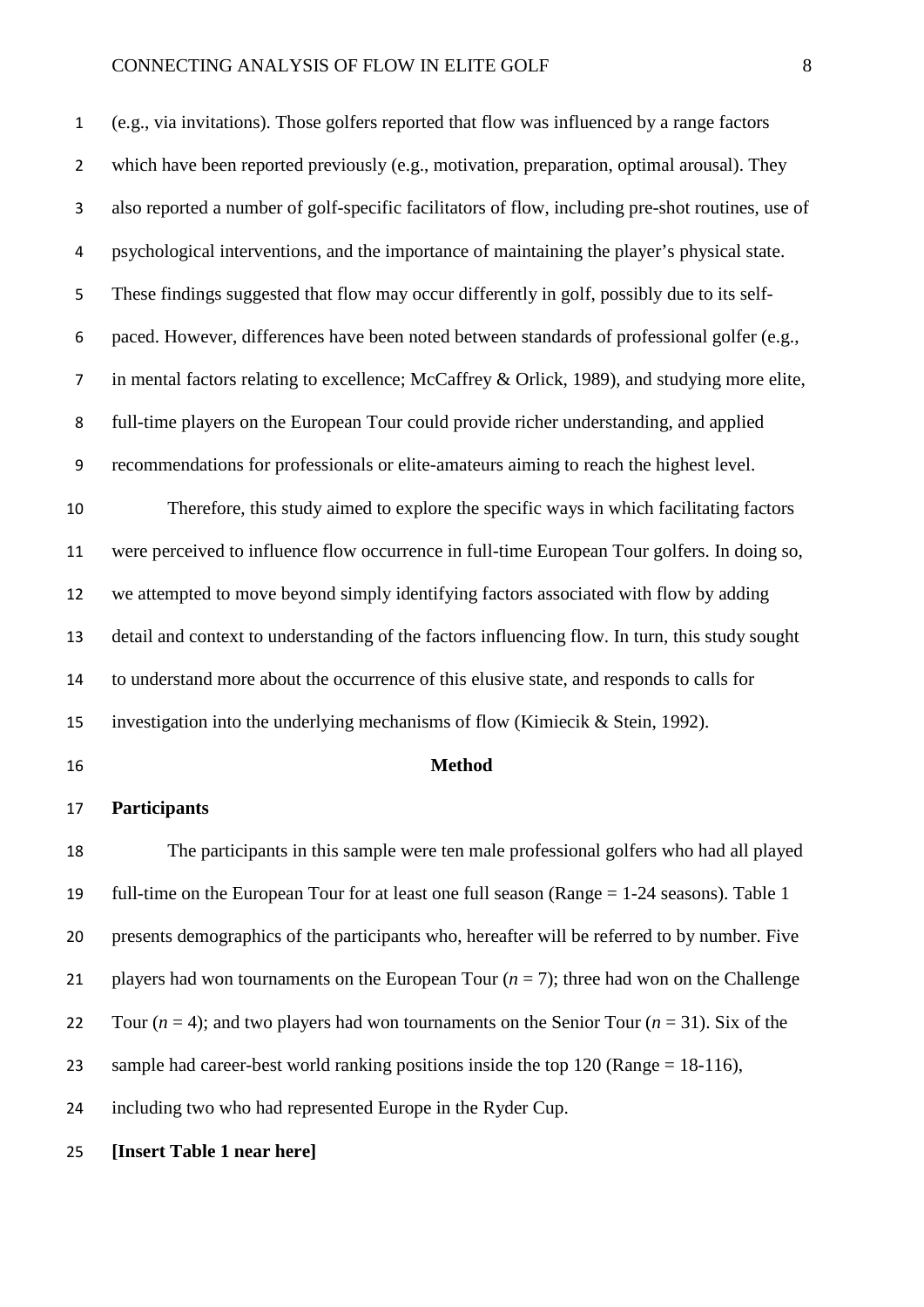(e.g., via invitations). Those golfers reported that flow was influenced by a range factors which have been reported previously (e.g., motivation, preparation, optimal arousal). They also reported a number of golf-specific facilitators of flow, including pre-shot routines, use of psychological interventions, and the importance of maintaining the player's physical state. These findings suggested that flow may occur differently in golf, possibly due to its self-paced. However, differences have been noted between standards of professional golfer (e.g., in mental factors relating to excellence; McCaffrey & Orlick, 1989), and studying more elite, full-time players on the European Tour could provide richer understanding, and applied recommendations for professionals or elite-amateurs aiming to reach the highest level.

Therefore, this study aimed to explore the specific ways in which facilitating factors were perceived to influence flow occurrence in full-time European Tour golfers. In doing so, we attempted to move beyond simply identifying factors associated with flow by adding detail and context to understanding of the factors influencing flow. In turn, this study sought to understand more about the occurrence of this elusive state, and responds to calls for investigation into the underlying mechanisms of flow (Kimiecik & Stein, 1992).

## Method

### Participants

The participants in this sample were ten male professional golfers who had all played full-time on the European Tour for at least one full season (Range = 1-24 seasons). Table 1 presents demographics of the participants who, hereafter will be referred to by number. Five players had won tournaments on the European Tour (*n* = 7); three had won on the Challenge Tour (*n* = 4); and two players had won tournaments on the Senior Tour (*n* = 31). Six of the sample had career-best world ranking positions inside the top 120 (Range = 18-116), including two who had represented Europe in the Ryder Cup.

**[Insert Table 1 near here]**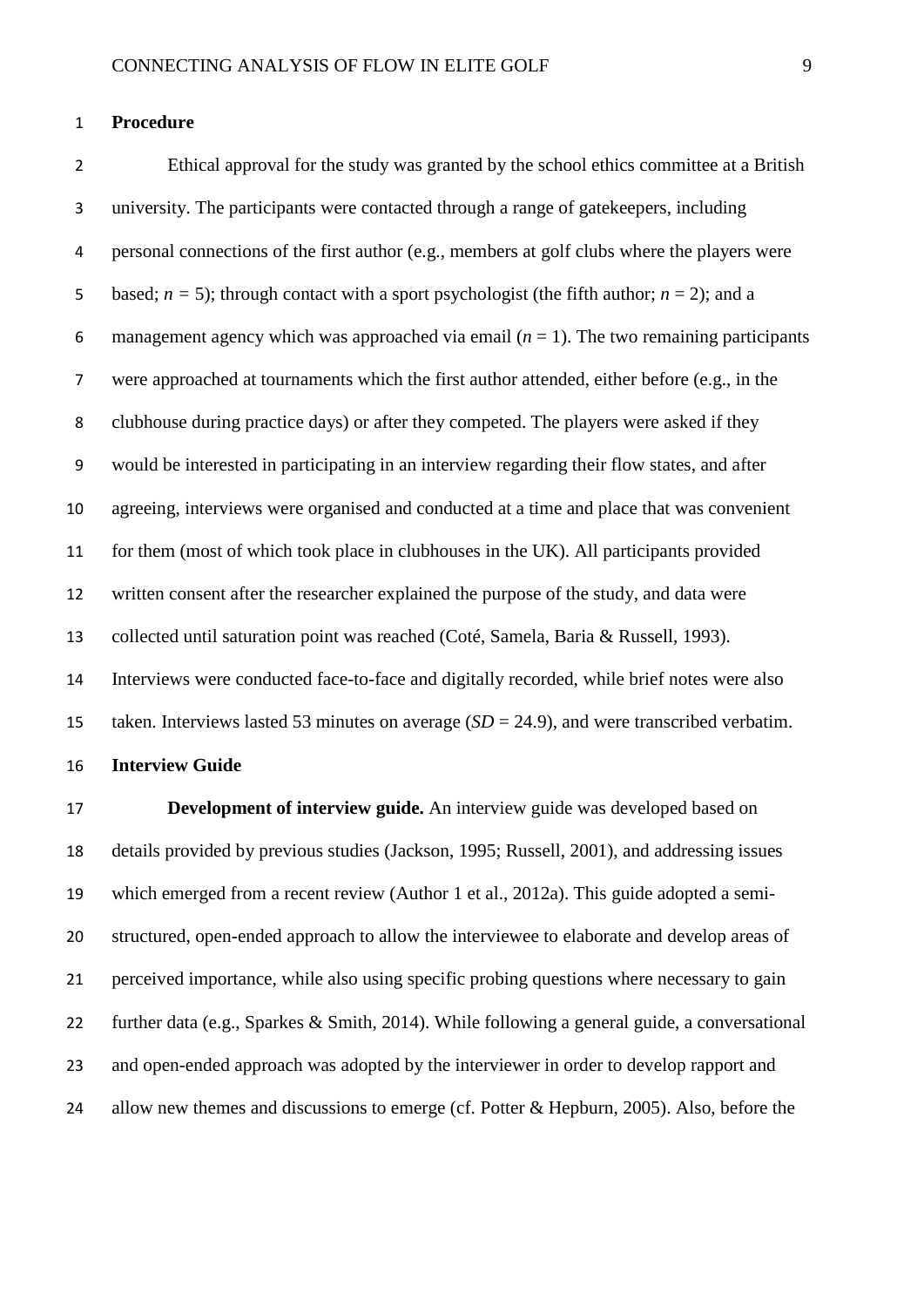## Procedure

Ethical approval for the study was granted by the school ethics committee at a British university. The participants were contacted through a range of gatekeepers, including personal connections of the first author (e.g., members at golf clubs where the players were based; $n = 5$); through contact with a sport psychologist (the fifth author; $n = 2$); and a management agency which was approached via email ($n = 1$). The two remaining participants were approached at tournaments which the first author attended, either before (e.g., in the clubhouse during practice days) or after they competed. The players were asked if they would be interested in participating in an interview regarding their flow states, and after agreeing, interviews were organised and conducted at a time and place that was convenient for them (most of which took place in clubhouses in the UK). All participants provided written consent after the researcher explained the purpose of the study, and data were collected until saturation point was reached (Coté, Samela, Baria & Russell, 1993). Interviews were conducted face-to-face and digitally recorded, while brief notes were also taken. Interviews lasted 53 minutes on average ($SD = 24.9$), and were transcribed verbatim.

## Interview Guide

**Development of interview guide.** An interview guide was developed based on details provided by previous studies (Jackson, 1995; Russell, 2001), and addressing issues which emerged from a recent review (Author 1 et al., 2012a). This guide adopted a semi-structured, open-ended approach to allow the interviewee to elaborate and develop areas of perceived importance, while also using specific probing questions where necessary to gain further data (e.g., Sparkes & Smith, 2014). While following a general guide, a conversational and open-ended approach was adopted by the interviewer in order to develop rapport and allow new themes and discussions to emerge (cf. Potter & Hepburn, 2005). Also, before the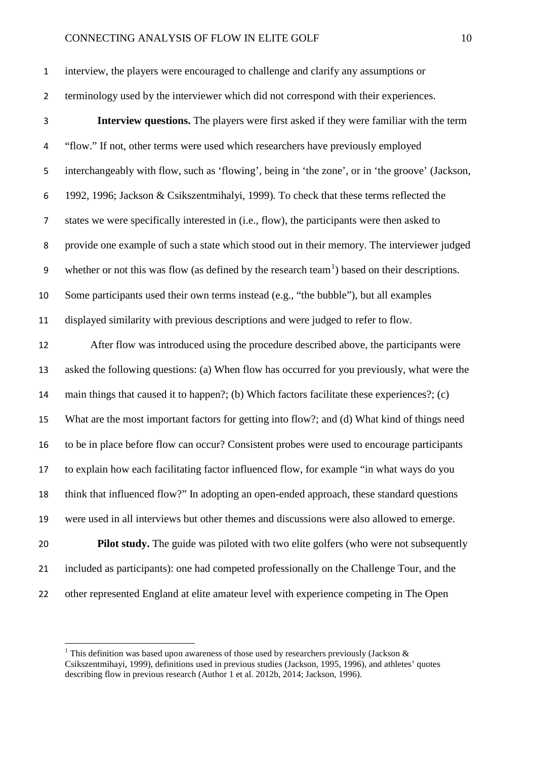interview, the players were encouraged to challenge and clarify any assumptions or terminology used by the interviewer which did not correspond with their experiences.

**Interview questions.** The players were first asked if they were familiar with the term "flow." If not, other terms were used which researchers have previously employed interchangeably with flow, such as 'flowing', being in 'the zone', or in 'the groove' (Jackson, 1992, 1996; Jackson & Csikszentmihalyi, 1999). To check that these terms reflected the states we were specifically interested in (i.e., flow), the participants were then asked to provide one example of such a state which stood out in their memory. The interviewer judged whether or not this was flow (as defined by the research team[1]) based on their descriptions. Some participants used their own terms instead (e.g., "the bubble"), but all examples displayed similarity with previous descriptions and were judged to refer to flow.

After flow was introduced using the procedure described above, the participants were asked the following questions: (a) When flow has occurred for you previously, what were the main things that caused it to happen?; (b) Which factors facilitate these experiences?; (c) What are the most important factors for getting into flow?; and (d) What kind of things need to be in place before flow can occur? Consistent probes were used to encourage participants to explain how each facilitating factor influenced flow, for example "in what ways do you think that influenced flow?" In adopting an open-ended approach, these standard questions were used in all interviews but other themes and discussions were also allowed to emerge.

**Pilot study.** The guide was piloted with two elite golfers (who were not subsequently included as participants): one had competed professionally on the Challenge Tour, and the other represented England at elite amateur level with experience competing in The Open

[1] This definition was based upon awareness of those used by researchers previously (Jackson & Csikszentmihayi, 1999), definitions used in previous studies (Jackson, 1995, 1996), and athletes' quotes describing flow in previous research (Author 1 et al. 2012b, 2014; Jackson, 1996).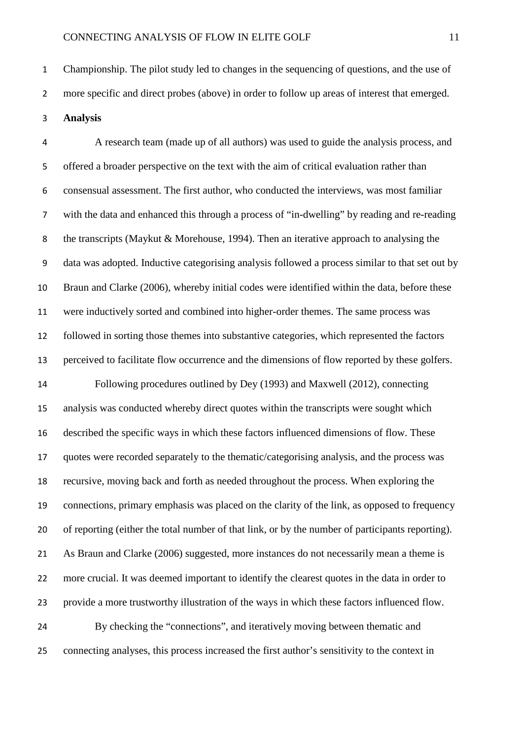Championship. The pilot study led to changes in the sequencing of questions, and the use of more specific and direct probes (above) in order to follow up areas of interest that emerged.

**Analysis**

A research team (made up of all authors) was used to guide the analysis process, and offered a broader perspective on the text with the aim of critical evaluation rather than consensual assessment. The first author, who conducted the interviews, was most familiar with the data and enhanced this through a process of "in-dwelling" by reading and re-reading the transcripts (Maykut & Morehouse, 1994). Then an iterative approach to analysing the data was adopted. Inductive categorising analysis followed a process similar to that set out by Braun and Clarke (2006), whereby initial codes were identified within the data, before these were inductively sorted and combined into higher-order themes. The same process was followed in sorting those themes into substantive categories, which represented the factors perceived to facilitate flow occurrence and the dimensions of flow reported by these golfers.

Following procedures outlined by Dey (1993) and Maxwell (2012), connecting analysis was conducted whereby direct quotes within the transcripts were sought which described the specific ways in which these factors influenced dimensions of flow. These quotes were recorded separately to the thematic/categorising analysis, and the process was recursive, moving back and forth as needed throughout the process. When exploring the connections, primary emphasis was placed on the clarity of the link, as opposed to frequency of reporting (either the total number of that link, or by the number of participants reporting). As Braun and Clarke (2006) suggested, more instances do not necessarily mean a theme is more crucial. It was deemed important to identify the clearest quotes in the data in order to provide a more trustworthy illustration of the ways in which these factors influenced flow.

By checking the "connections", and iteratively moving between thematic and connecting analyses, this process increased the first author's sensitivity to the context in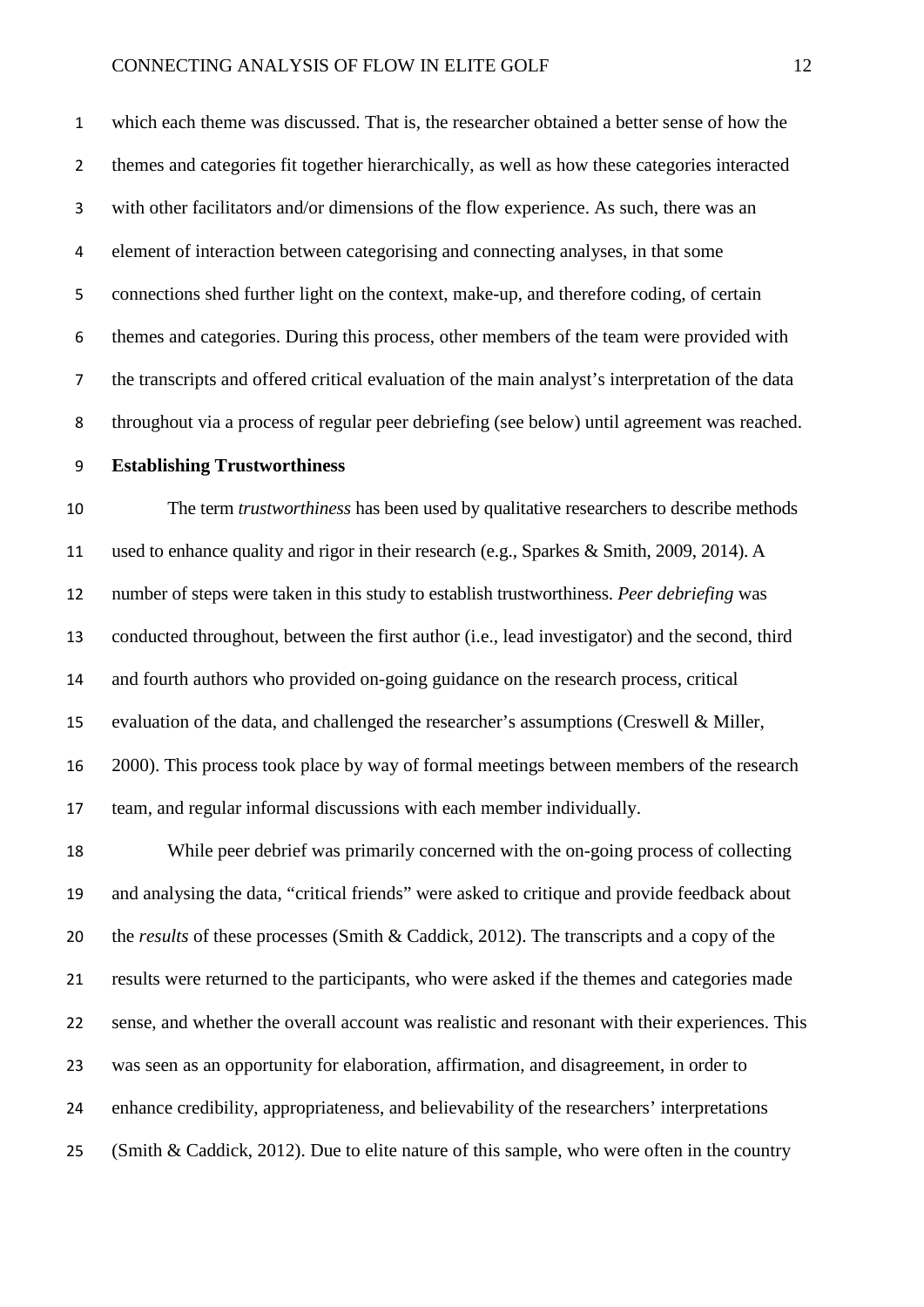which each theme was discussed. That is, the researcher obtained a better sense of how the themes and categories fit together hierarchically, as well as how these categories interacted with other facilitators and/or dimensions of the flow experience. As such, there was an element of interaction between categorising and connecting analyses, in that some connections shed further light on the context, make-up, and therefore coding, of certain themes and categories. During this process, other members of the team were provided with the transcripts and offered critical evaluation of the main analyst's interpretation of the data throughout via a process of regular peer debriefing (see below) until agreement was reached.

**Establishing Trustworthiness**

The term *trustworthiness* has been used by qualitative researchers to describe methods used to enhance quality and rigor in their research (e.g., Sparkes & Smith, 2009, 2014). A number of steps were taken in this study to establish trustworthiness. *Peer debriefing* was conducted throughout, between the first author (i.e., lead investigator) and the second, third and fourth authors who provided on-going guidance on the research process, critical evaluation of the data, and challenged the researcher's assumptions (Creswell & Miller, 2000). This process took place by way of formal meetings between members of the research team, and regular informal discussions with each member individually.

While peer debrief was primarily concerned with the on-going process of collecting and analysing the data, "critical friends" were asked to critique and provide feedback about the *results* of these processes (Smith & Caddick, 2012). The transcripts and a copy of the results were returned to the participants, who were asked if the themes and categories made sense, and whether the overall account was realistic and resonant with their experiences. This was seen as an opportunity for elaboration, affirmation, and disagreement, in order to enhance credibility, appropriateness, and believability of the researchers' interpretations (Smith & Caddick, 2012). Due to elite nature of this sample, who were often in the country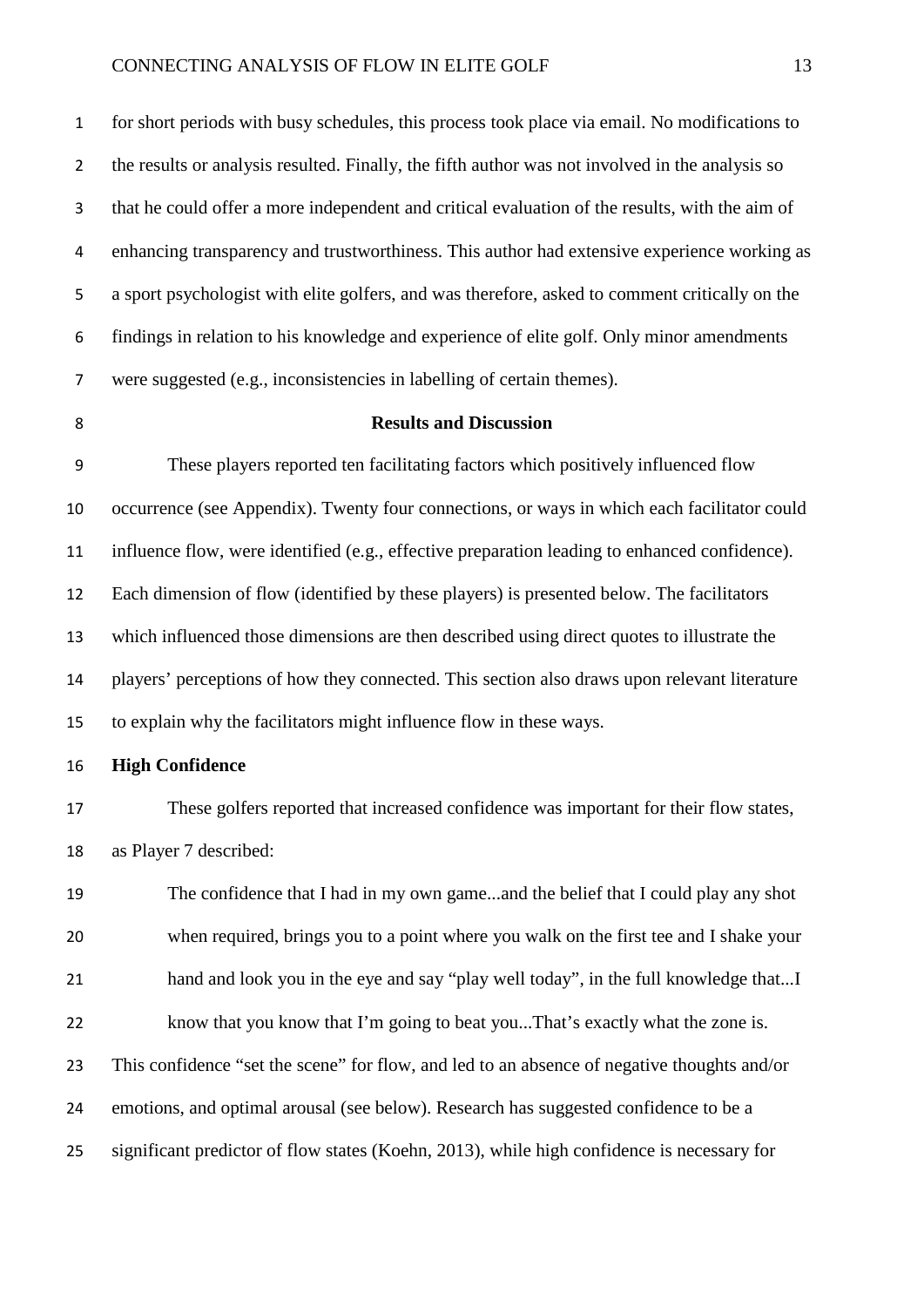for short periods with busy schedules, this process took place via email. No modifications to the results or analysis resulted. Finally, the fifth author was not involved in the analysis so that he could offer a more independent and critical evaluation of the results, with the aim of enhancing transparency and trustworthiness. This author had extensive experience working as a sport psychologist with elite golfers, and was therefore, asked to comment critically on the findings in relation to his knowledge and experience of elite golf. Only minor amendments were suggested (e.g., inconsistencies in labelling of certain themes).

## Results and Discussion

These players reported ten facilitating factors which positively influenced flow occurrence (see Appendix). Twenty four connections, or ways in which each facilitator could influence flow, were identified (e.g., effective preparation leading to enhanced confidence). Each dimension of flow (identified by these players) is presented below. The facilitators which influenced those dimensions are then described using direct quotes to illustrate the players' perceptions of how they connected. This section also draws upon relevant literature to explain why the facilitators might influence flow in these ways.

### High Confidence

These golfers reported that increased confidence was important for their flow states, as Player 7 described:

> The confidence that I had in my own game...and the belief that I could play any shot when required, brings you to a point where you walk on the first tee and I shake your hand and look you in the eye and say "play well today", in the full knowledge that...I know that you know that I'm going to beat you...That's exactly what the zone is.

This confidence "set the scene" for flow, and led to an absence of negative thoughts and/or emotions, and optimal arousal (see below). Research has suggested confidence to be a significant predictor of flow states (Koehn, 2013), while high confidence is necessary for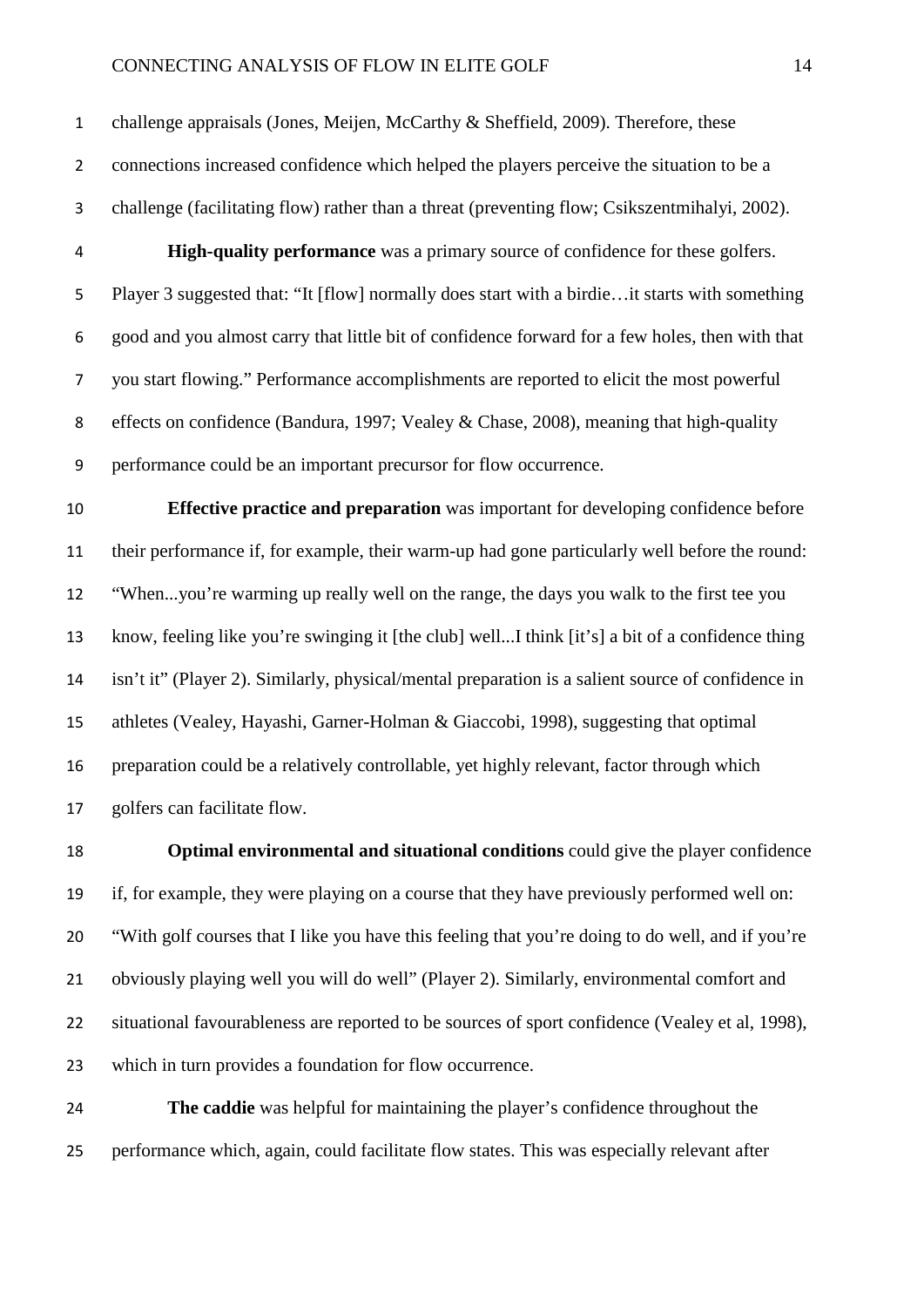challenge appraisals (Jones, Meijen, McCarthy & Sheffield, 2009). Therefore, these connections increased confidence which helped the players perceive the situation to be a challenge (facilitating flow) rather than a threat (preventing flow; Csikszentmihalyi, 2002).

**High-quality performance** was a primary source of confidence for these golfers. Player 3 suggested that: "It [flow] normally does start with a birdie…it starts with something good and you almost carry that little bit of confidence forward for a few holes, then with that you start flowing." Performance accomplishments are reported to elicit the most powerful effects on confidence (Bandura, 1997; Vealey & Chase, 2008), meaning that high-quality performance could be an important precursor for flow occurrence.

**Effective practice and preparation** was important for developing confidence before their performance if, for example, their warm-up had gone particularly well before the round: "When...you're warming up really well on the range, the days you walk to the first tee you know, feeling like you're swinging it [the club] well...I think [it's] a bit of a confidence thing isn't it" (Player 2). Similarly, physical/mental preparation is a salient source of confidence in athletes (Vealey, Hayashi, Garner-Holman & Giaccobi, 1998), suggesting that optimal preparation could be a relatively controllable, yet highly relevant, factor through which golfers can facilitate flow.

**Optimal environmental and situational conditions** could give the player confidence if, for example, they were playing on a course that they have previously performed well on: "With golf courses that I like you have this feeling that you're doing to do well, and if you're obviously playing well you will do well" (Player 2). Similarly, environmental comfort and situational favourableness are reported to be sources of sport confidence (Vealey et al, 1998), which in turn provides a foundation for flow occurrence.

**The caddie** was helpful for maintaining the player's confidence throughout the performance which, again, could facilitate flow states. This was especially relevant after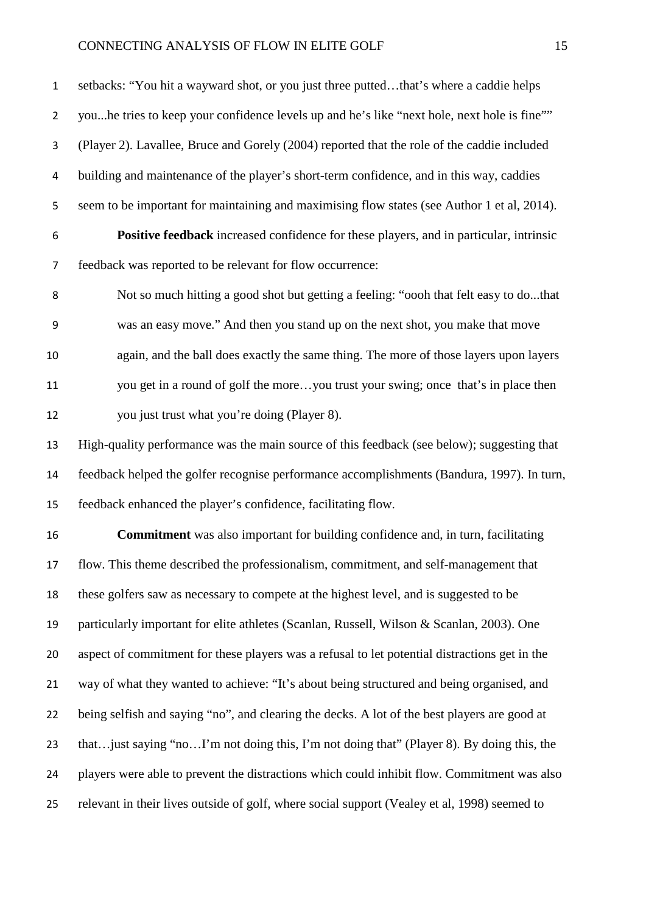setbacks: "You hit a wayward shot, or you just three putted…that's where a caddie helps you...he tries to keep your confidence levels up and he's like "next hole, next hole is fine"" (Player 2). Lavallee, Bruce and Gorely (2004) reported that the role of the caddie included building and maintenance of the player's short-term confidence, and in this way, caddies seem to be important for maintaining and maximising flow states (see Author 1 et al, 2014).

**Positive feedback** increased confidence for these players, and in particular, intrinsic feedback was reported to be relevant for flow occurrence:

> Not so much hitting a good shot but getting a feeling: "oooh that felt easy to do...that was an easy move." And then you stand up on the next shot, you make that move again, and the ball does exactly the same thing. The more of those layers upon layers you get in a round of golf the more…you trust your swing; once that's in place then you just trust what you're doing (Player 8).

High-quality performance was the main source of this feedback (see below); suggesting that feedback helped the golfer recognise performance accomplishments (Bandura, 1997). In turn, feedback enhanced the player's confidence, facilitating flow.

**Commitment** was also important for building confidence and, in turn, facilitating flow. This theme described the professionalism, commitment, and self-management that these golfers saw as necessary to compete at the highest level, and is suggested to be particularly important for elite athletes (Scanlan, Russell, Wilson & Scanlan, 2003). One aspect of commitment for these players was a refusal to let potential distractions get in the way of what they wanted to achieve: "It's about being structured and being organised, and being selfish and saying "no", and clearing the decks. A lot of the best players are good at that…just saying "no…I'm not doing this, I'm not doing that" (Player 8). By doing this, the players were able to prevent the distractions which could inhibit flow. Commitment was also relevant in their lives outside of golf, where social support (Vealey et al, 1998) seemed to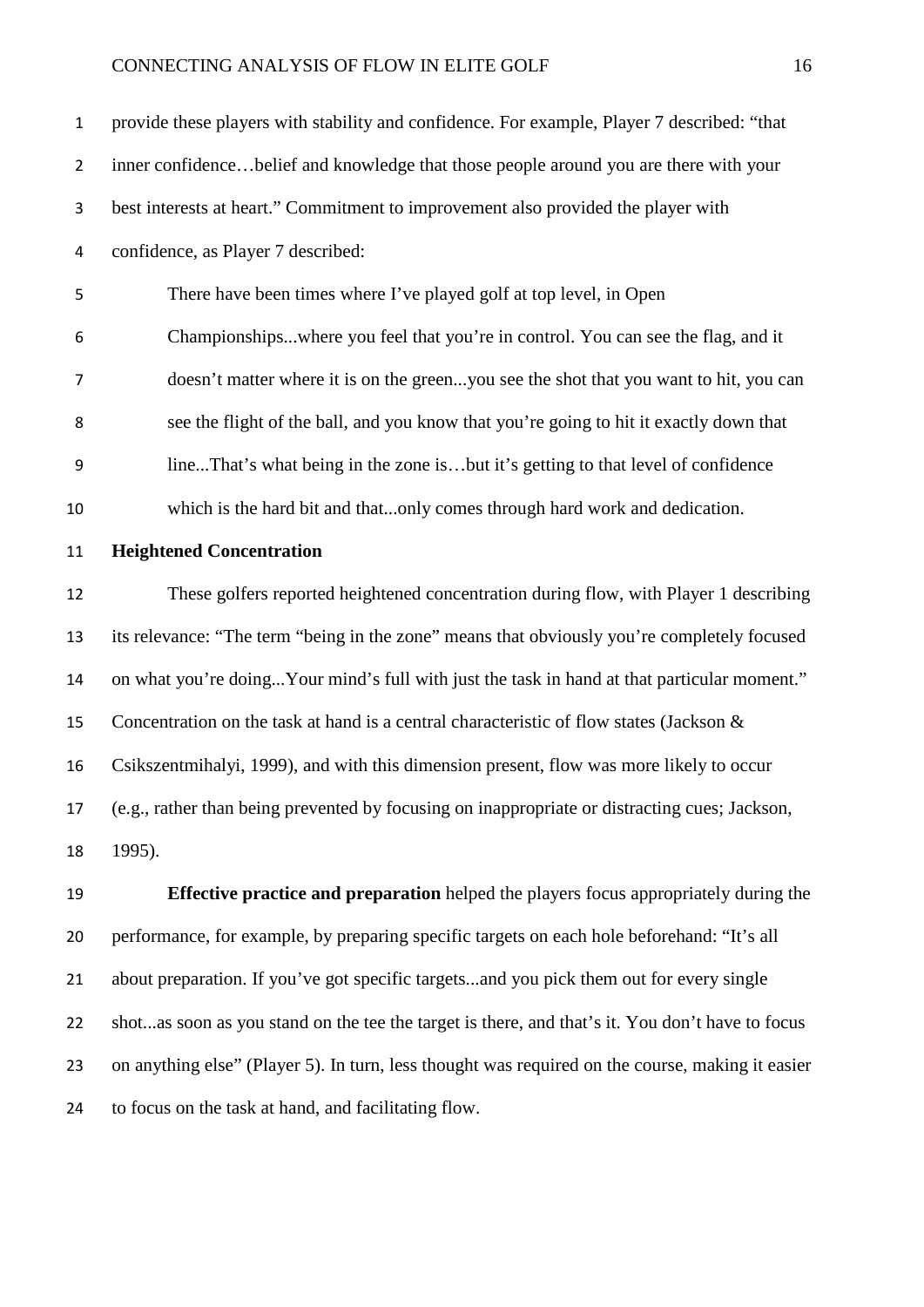provide these players with stability and confidence. For example, Player 7 described: “that inner confidence…belief and knowledge that those people around you are there with your best interests at heart.” Commitment to improvement also provided the player with confidence, as Player 7 described:

> There have been times where I’ve played golf at top level, in Open Championships...where you feel that you’re in control. You can see the flag, and it doesn’t matter where it is on the green...you see the shot that you want to hit, you can see the flight of the ball, and you know that you’re going to hit it exactly down that line...That’s what being in the zone is…but it’s getting to that level of confidence which is the hard bit and that...only comes through hard work and dedication.

**Heightened Concentration**

These golfers reported heightened concentration during flow, with Player 1 describing its relevance: “The term “being in the zone” means that obviously you’re completely focused on what you’re doing...Your mind’s full with just the task in hand at that particular moment.” Concentration on the task at hand is a central characteristic of flow states (Jackson & Csikszentmihalyi, 1999), and with this dimension present, flow was more likely to occur (e.g., rather than being prevented by focusing on inappropriate or distracting cues; Jackson, 1995).

**Effective practice and preparation** helped the players focus appropriately during the performance, for example, by preparing specific targets on each hole beforehand: “It’s all about preparation. If you’ve got specific targets...and you pick them out for every single shot...as soon as you stand on the tee the target is there, and that’s it. You don’t have to focus on anything else” (Player 5). In turn, less thought was required on the course, making it easier to focus on the task at hand, and facilitating flow.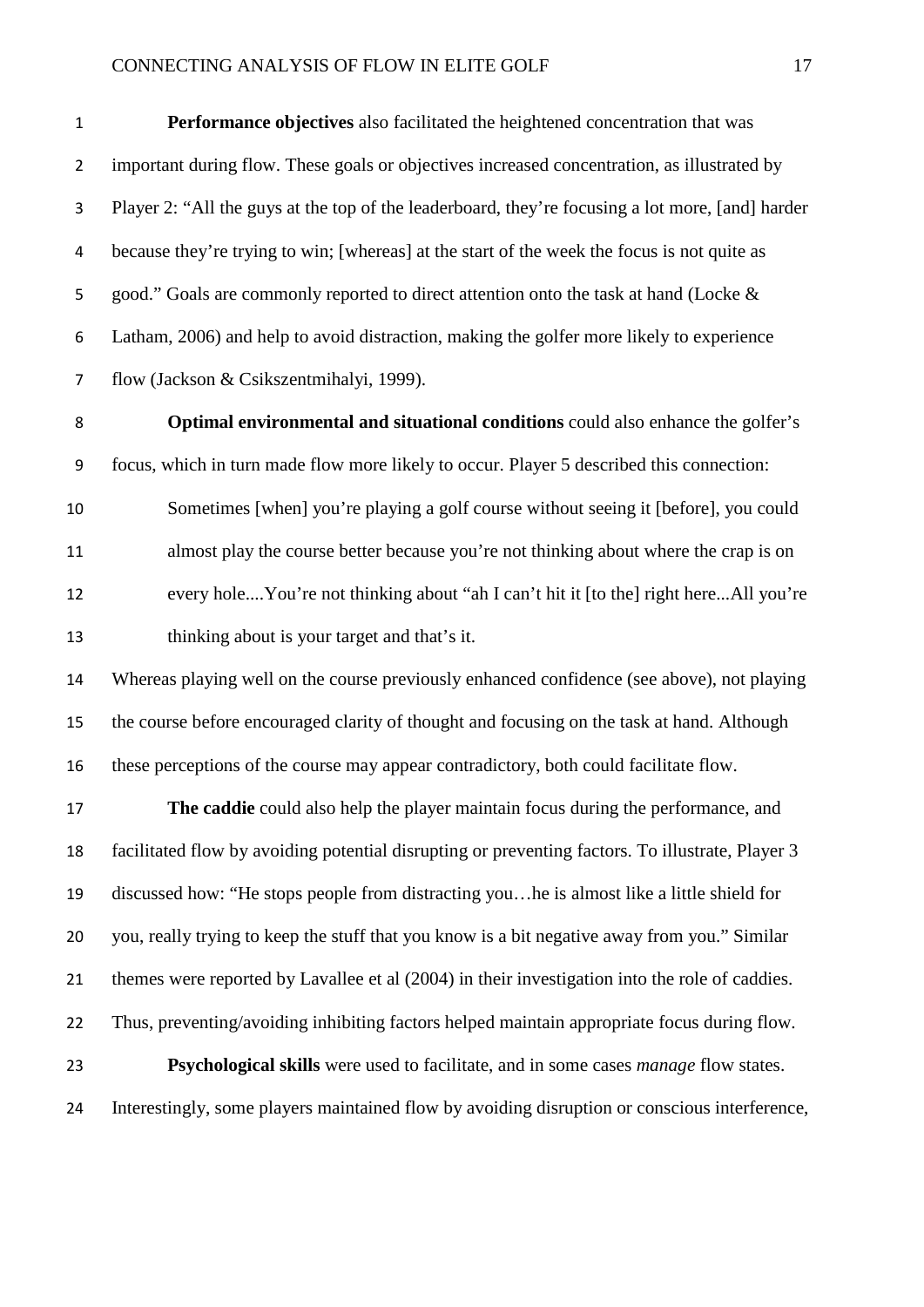**Performance objectives** also facilitated the heightened concentration that was important during flow. These goals or objectives increased concentration, as illustrated by Player 2: "All the guys at the top of the leaderboard, they're focusing a lot more, [and] harder because they're trying to win; [whereas] at the start of the week the focus is not quite as good." Goals are commonly reported to direct attention onto the task at hand (Locke & Latham, 2006) and help to avoid distraction, making the golfer more likely to experience flow (Jackson & Csikszentmihalyi, 1999).

**Optimal environmental and situational conditions** could also enhance the golfer's focus, which in turn made flow more likely to occur. Player 5 described this connection:

> Sometimes [when] you're playing a golf course without seeing it [before], you could almost play the course better because you're not thinking about where the crap is on every hole....You're not thinking about "ah I can't hit it [to the] right here...All you're thinking about is your target and that's it.

Whereas playing well on the course previously enhanced confidence (see above), not playing the course before encouraged clarity of thought and focusing on the task at hand. Although these perceptions of the course may appear contradictory, both could facilitate flow.

**The caddie** could also help the player maintain focus during the performance, and facilitated flow by avoiding potential disrupting or preventing factors. To illustrate, Player 3 discussed how: "He stops people from distracting you…he is almost like a little shield for you, really trying to keep the stuff that you know is a bit negative away from you." Similar themes were reported by Lavallee et al (2004) in their investigation into the role of caddies. Thus, preventing/avoiding inhibiting factors helped maintain appropriate focus during flow.

**Psychological skills** were used to facilitate, and in some cases *manage* flow states. Interestingly, some players maintained flow by avoiding disruption or conscious interference,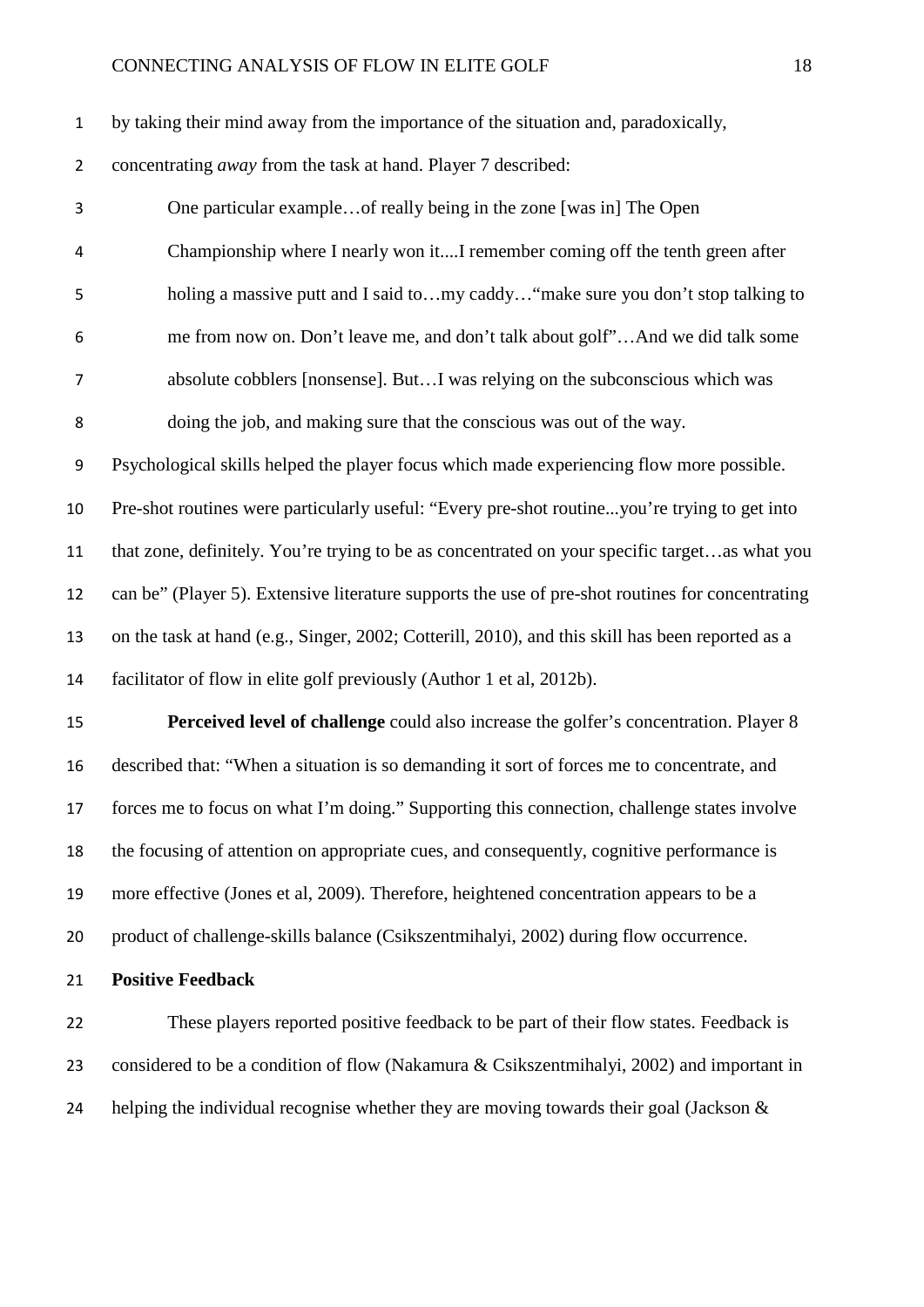by taking their mind away from the importance of the situation and, paradoxically, concentrating *away* from the task at hand. Player 7 described:

> One particular example…of really being in the zone [was in] The Open Championship where I nearly won it....I remember coming off the tenth green after holing a massive putt and I said to…my caddy…"make sure you don't stop talking to me from now on. Don't leave me, and don't talk about golf"…And we did talk some absolute cobblers [nonsense]. But…I was relying on the subconscious which was doing the job, and making sure that the conscious was out of the way.

Psychological skills helped the player focus which made experiencing flow more possible. Pre-shot routines were particularly useful: "Every pre-shot routine...you're trying to get into that zone, definitely. You're trying to be as concentrated on your specific target…as what you can be" (Player 5). Extensive literature supports the use of pre-shot routines for concentrating on the task at hand (e.g., Singer, 2002; Cotterill, 2010), and this skill has been reported as a facilitator of flow in elite golf previously (Author 1 et al, 2012b).

**Perceived level of challenge** could also increase the golfer's concentration. Player 8 described that: "When a situation is so demanding it sort of forces me to concentrate, and forces me to focus on what I'm doing." Supporting this connection, challenge states involve the focusing of attention on appropriate cues, and consequently, cognitive performance is more effective (Jones et al, 2009). Therefore, heightened concentration appears to be a product of challenge-skills balance (Csikszentmihalyi, 2002) during flow occurrence.

**Positive Feedback**

These players reported positive feedback to be part of their flow states. Feedback is considered to be a condition of flow (Nakamura & Csikszentmihalyi, 2002) and important in helping the individual recognise whether they are moving towards their goal (Jackson &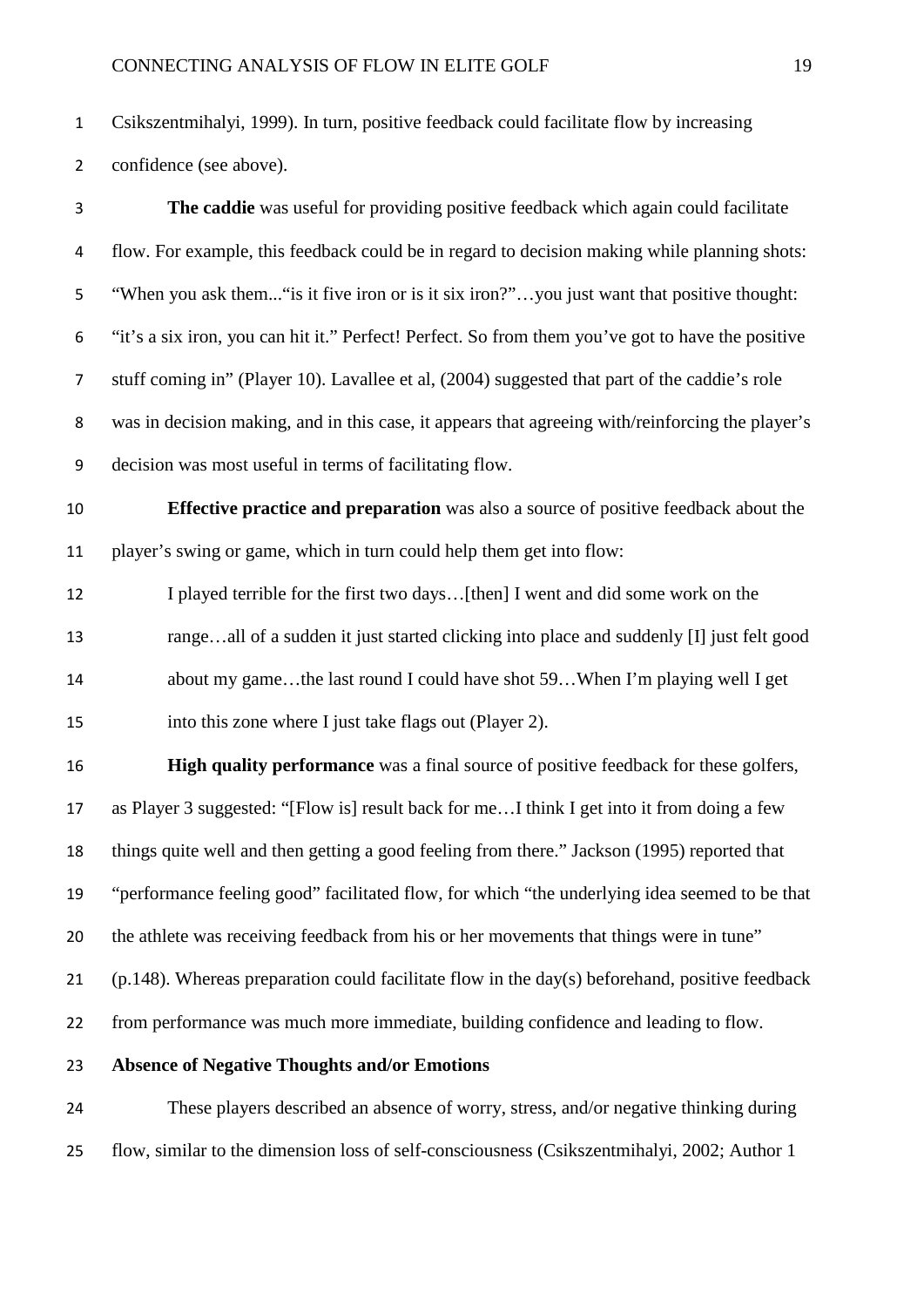Csikszentmihalyi, 1999). In turn, positive feedback could facilitate flow by increasing confidence (see above).

**The caddie** was useful for providing positive feedback which again could facilitate flow. For example, this feedback could be in regard to decision making while planning shots: "When you ask them..."is it five iron or is it six iron?"…you just want that positive thought: "it's a six iron, you can hit it." Perfect! Perfect. So from them you've got to have the positive stuff coming in" (Player 10). Lavallee et al, (2004) suggested that part of the caddie's role was in decision making, and in this case, it appears that agreeing with/reinforcing the player's decision was most useful in terms of facilitating flow.

**Effective practice and preparation** was also a source of positive feedback about the player's swing or game, which in turn could help them get into flow:

> I played terrible for the first two days…[then] I went and did some work on the range…all of a sudden it just started clicking into place and suddenly [I] just felt good about my game…the last round I could have shot 59…When I'm playing well I get into this zone where I just take flags out (Player 2).

**High quality performance** was a final source of positive feedback for these golfers, as Player 3 suggested: "[Flow is] result back for me…I think I get into it from doing a few things quite well and then getting a good feeling from there." Jackson (1995) reported that "performance feeling good" facilitated flow, for which "the underlying idea seemed to be that the athlete was receiving feedback from his or her movements that things were in tune" (p.148). Whereas preparation could facilitate flow in the day(s) beforehand, positive feedback from performance was much more immediate, building confidence and leading to flow.

**Absence of Negative Thoughts and/or Emotions**

These players described an absence of worry, stress, and/or negative thinking during flow, similar to the dimension loss of self-consciousness (Csikszentmihalyi, 2002; Author 1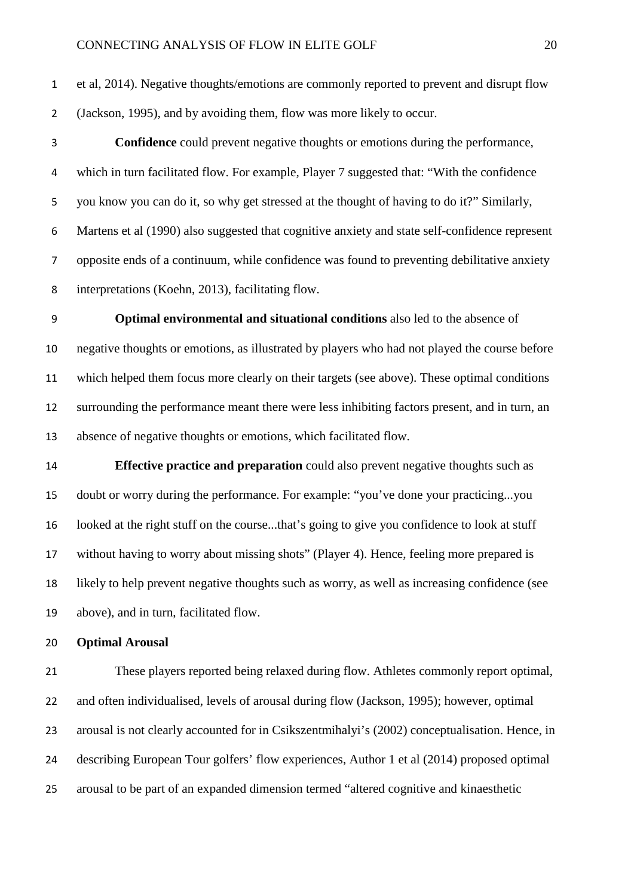et al, 2014). Negative thoughts/emotions are commonly reported to prevent and disrupt flow (Jackson, 1995), and by avoiding them, flow was more likely to occur.

**Confidence** could prevent negative thoughts or emotions during the performance, which in turn facilitated flow. For example, Player 7 suggested that: "With the confidence you know you can do it, so why get stressed at the thought of having to do it?" Similarly, Martens et al (1990) also suggested that cognitive anxiety and state self-confidence represent opposite ends of a continuum, while confidence was found to preventing debilitative anxiety interpretations (Koehn, 2013), facilitating flow.

**Optimal environmental and situational conditions** also led to the absence of negative thoughts or emotions, as illustrated by players who had not played the course before which helped them focus more clearly on their targets (see above). These optimal conditions surrounding the performance meant there were less inhibiting factors present, and in turn, an absence of negative thoughts or emotions, which facilitated flow.

**Effective practice and preparation** could also prevent negative thoughts such as doubt or worry during the performance. For example: "you've done your practicing...you looked at the right stuff on the course...that's going to give you confidence to look at stuff without having to worry about missing shots" (Player 4). Hence, feeling more prepared is likely to help prevent negative thoughts such as worry, as well as increasing confidence (see above), and in turn, facilitated flow.

**Optimal Arousal**

These players reported being relaxed during flow. Athletes commonly report optimal, and often individualised, levels of arousal during flow (Jackson, 1995); however, optimal arousal is not clearly accounted for in Csikszentmihalyi's (2002) conceptualisation. Hence, in describing European Tour golfers' flow experiences, Author 1 et al (2014) proposed optimal arousal to be part of an expanded dimension termed "altered cognitive and kinaesthetic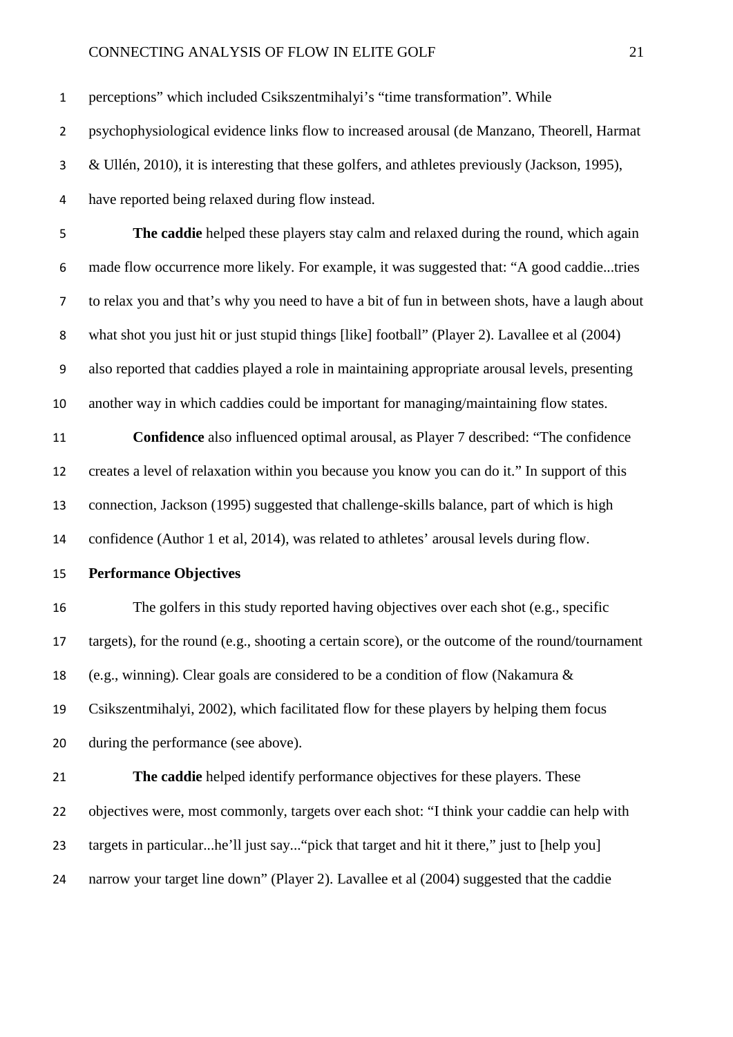perceptions" which included Csikszentmihalyi's "time transformation". While psychophysiological evidence links flow to increased arousal (de Manzano, Theorell, Harmat & Ullén, 2010), it is interesting that these golfers, and athletes previously (Jackson, 1995), have reported being relaxed during flow instead.

**The caddie** helped these players stay calm and relaxed during the round, which again made flow occurrence more likely. For example, it was suggested that: "A good caddie...tries to relax you and that's why you need to have a bit of fun in between shots, have a laugh about what shot you just hit or just stupid things [like] football" (Player 2). Lavallee et al (2004) also reported that caddies played a role in maintaining appropriate arousal levels, presenting another way in which caddies could be important for managing/maintaining flow states.

**Confidence** also influenced optimal arousal, as Player 7 described: "The confidence creates a level of relaxation within you because you know you can do it." In support of this connection, Jackson (1995) suggested that challenge-skills balance, part of which is high confidence (Author 1 et al, 2014), was related to athletes' arousal levels during flow.

**Performance Objectives**

The golfers in this study reported having objectives over each shot (e.g., specific targets), for the round (e.g., shooting a certain score), or the outcome of the round/tournament (e.g., winning). Clear goals are considered to be a condition of flow (Nakamura & Csikszentmihalyi, 2002), which facilitated flow for these players by helping them focus during the performance (see above).

**The caddie** helped identify performance objectives for these players. These objectives were, most commonly, targets over each shot: "I think your caddie can help with targets in particular...he'll just say..."pick that target and hit it there," just to [help you] narrow your target line down" (Player 2). Lavallee et al (2004) suggested that the caddie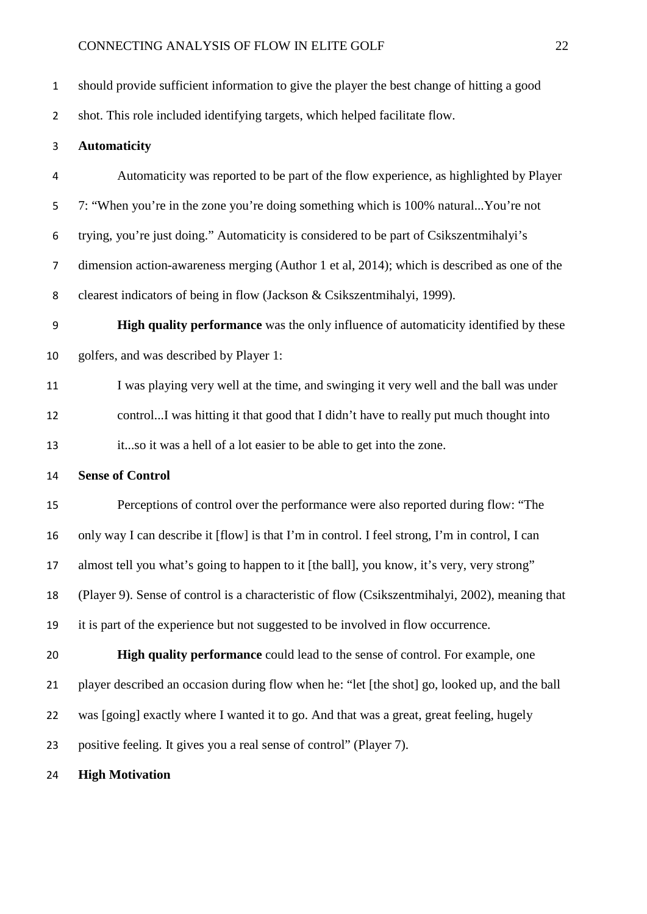should provide sufficient information to give the player the best change of hitting a good shot. This role included identifying targets, which helped facilitate flow.

### Automaticity

Automaticity was reported to be part of the flow experience, as highlighted by Player 7: "When you're in the zone you're doing something which is 100% natural...You're not trying, you're just doing." Automaticity is considered to be part of Csikszentmihalyi's dimension action-awareness merging (Author 1 et al, 2014); which is described as one of the clearest indicators of being in flow (Jackson & Csikszentmihalyi, 1999).

**High quality performance** was the only influence of automaticity identified by these golfers, and was described by Player 1:

> I was playing very well at the time, and swinging it very well and the ball was under control...I was hitting it that good that I didn't have to really put much thought into it...so it was a hell of a lot easier to be able to get into the zone.

### Sense of Control

Perceptions of control over the performance were also reported during flow: "The only way I can describe it [flow] is that I'm in control. I feel strong, I'm in control, I can almost tell you what's going to happen to it [the ball], you know, it's very, very strong" (Player 9). Sense of control is a characteristic of flow (Csikszentmihalyi, 2002), meaning that it is part of the experience but not suggested to be involved in flow occurrence.

**High quality performance** could lead to the sense of control. For example, one player described an occasion during flow when he: "let [the shot] go, looked up, and the ball was [going] exactly where I wanted it to go. And that was a great, great feeling, hugely positive feeling. It gives you a real sense of control" (Player 7).

### High Motivation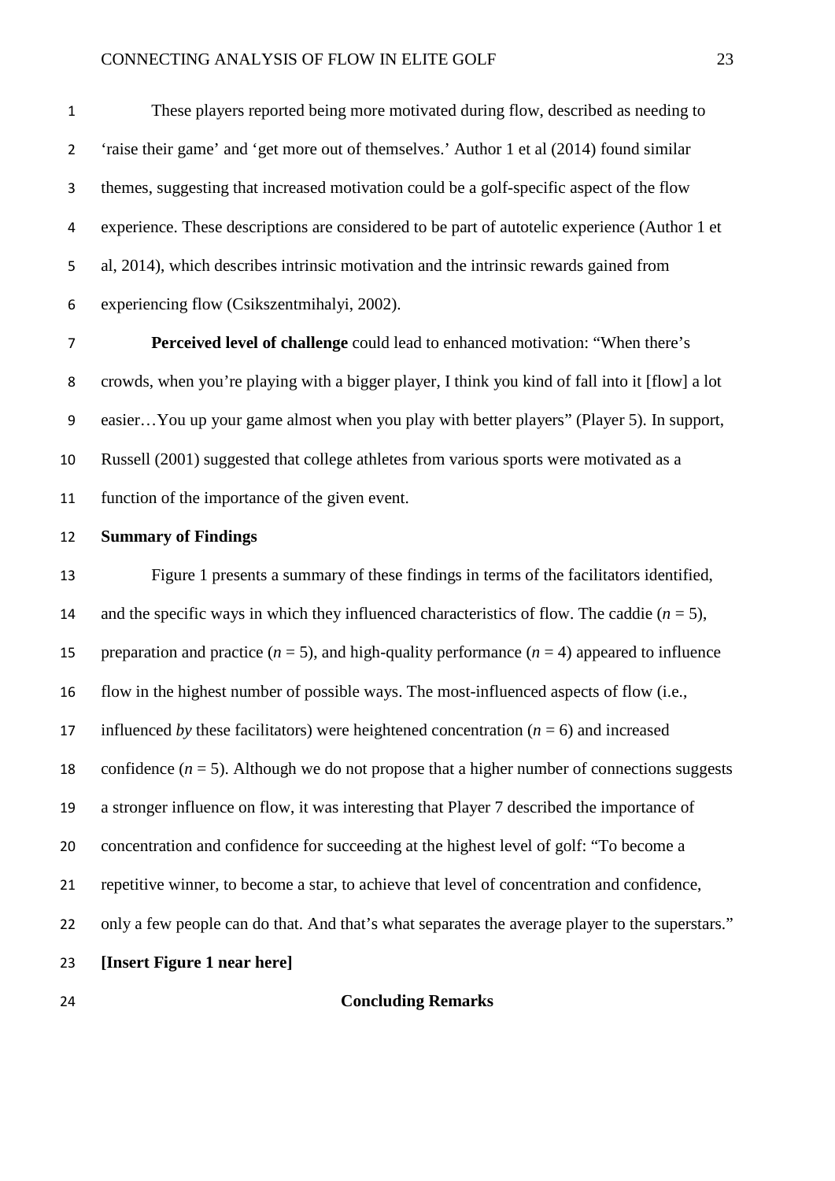These players reported being more motivated during flow, described as needing to 'raise their game' and 'get more out of themselves.' Author 1 et al (2014) found similar themes, suggesting that increased motivation could be a golf-specific aspect of the flow experience. These descriptions are considered to be part of autotelic experience (Author 1 et al, 2014), which describes intrinsic motivation and the intrinsic rewards gained from experiencing flow (Csikszentmihalyi, 2002).

**Perceived level of challenge** could lead to enhanced motivation: "When there's crowds, when you're playing with a bigger player, I think you kind of fall into it [flow] a lot easier…You up your game almost when you play with better players" (Player 5). In support, Russell (2001) suggested that college athletes from various sports were motivated as a function of the importance of the given event.

**Summary of Findings**

Figure 1 presents a summary of these findings in terms of the facilitators identified, and the specific ways in which they influenced characteristics of flow. The caddie ($n$ = 5), preparation and practice ($n$ = 5), and high-quality performance ($n$ = 4) appeared to influence flow in the highest number of possible ways. The most-influenced aspects of flow (i.e., influenced *by* these facilitators) were heightened concentration ($n$ = 6) and increased confidence ($n$ = 5). Although we do not propose that a higher number of connections suggests a stronger influence on flow, it was interesting that Player 7 described the importance of concentration and confidence for succeeding at the highest level of golf: "To become a repetitive winner, to become a star, to achieve that level of concentration and confidence, only a few people can do that. And that's what separates the average player to the superstars."

**[Insert Figure 1 near here]**

## Concluding Remarks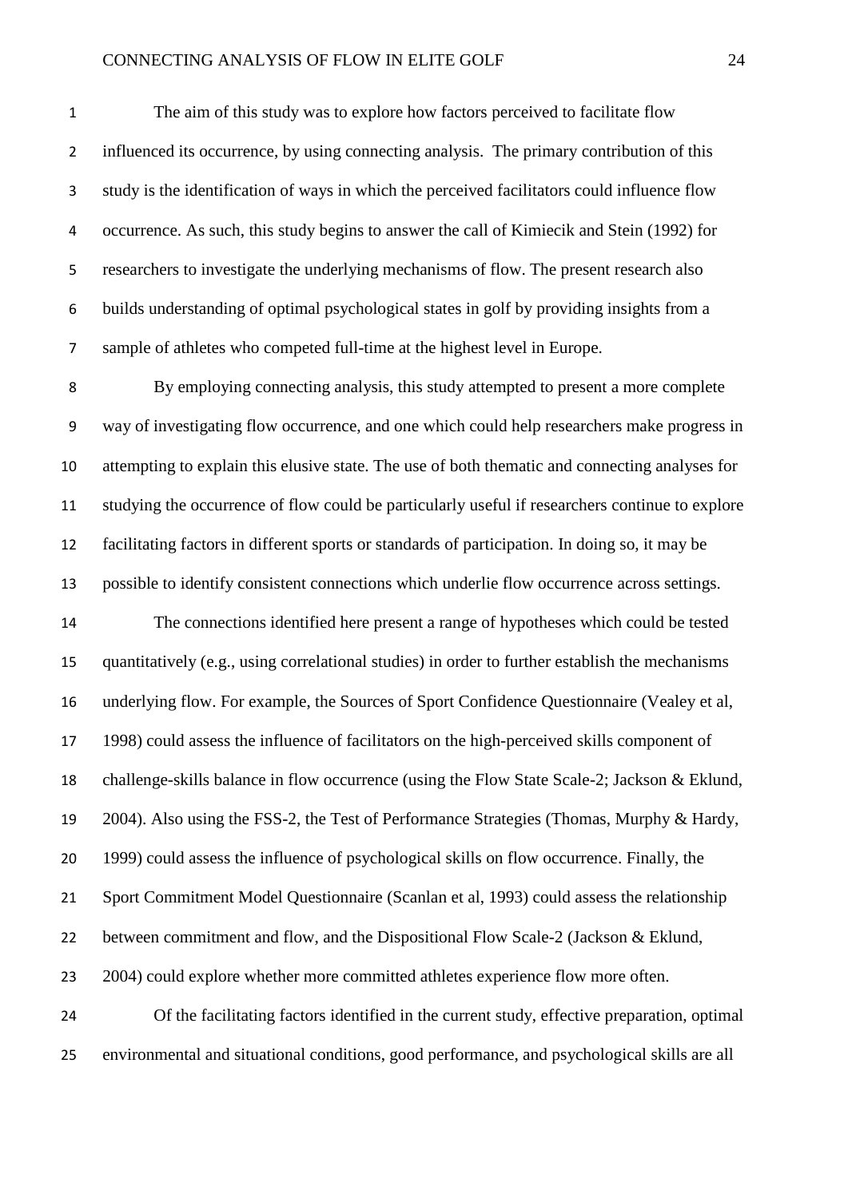The aim of this study was to explore how factors perceived to facilitate flow influenced its occurrence, by using connecting analysis. The primary contribution of this study is the identification of ways in which the perceived facilitators could influence flow occurrence. As such, this study begins to answer the call of Kimiecik and Stein (1992) for researchers to investigate the underlying mechanisms of flow. The present research also builds understanding of optimal psychological states in golf by providing insights from a sample of athletes who competed full-time at the highest level in Europe.

By employing connecting analysis, this study attempted to present a more complete way of investigating flow occurrence, and one which could help researchers make progress in attempting to explain this elusive state. The use of both thematic and connecting analyses for studying the occurrence of flow could be particularly useful if researchers continue to explore facilitating factors in different sports or standards of participation. In doing so, it may be possible to identify consistent connections which underlie flow occurrence across settings.

The connections identified here present a range of hypotheses which could be tested quantitatively (e.g., using correlational studies) in order to further establish the mechanisms underlying flow. For example, the Sources of Sport Confidence Questionnaire (Vealey et al, 1998) could assess the influence of facilitators on the high-perceived skills component of challenge-skills balance in flow occurrence (using the Flow State Scale-2; Jackson & Eklund, 2004). Also using the FSS-2, the Test of Performance Strategies (Thomas, Murphy & Hardy, 1999) could assess the influence of psychological skills on flow occurrence. Finally, the Sport Commitment Model Questionnaire (Scanlan et al, 1993) could assess the relationship between commitment and flow, and the Dispositional Flow Scale-2 (Jackson & Eklund, 2004) could explore whether more committed athletes experience flow more often.

Of the facilitating factors identified in the current study, effective preparation, optimal environmental and situational conditions, good performance, and psychological skills are all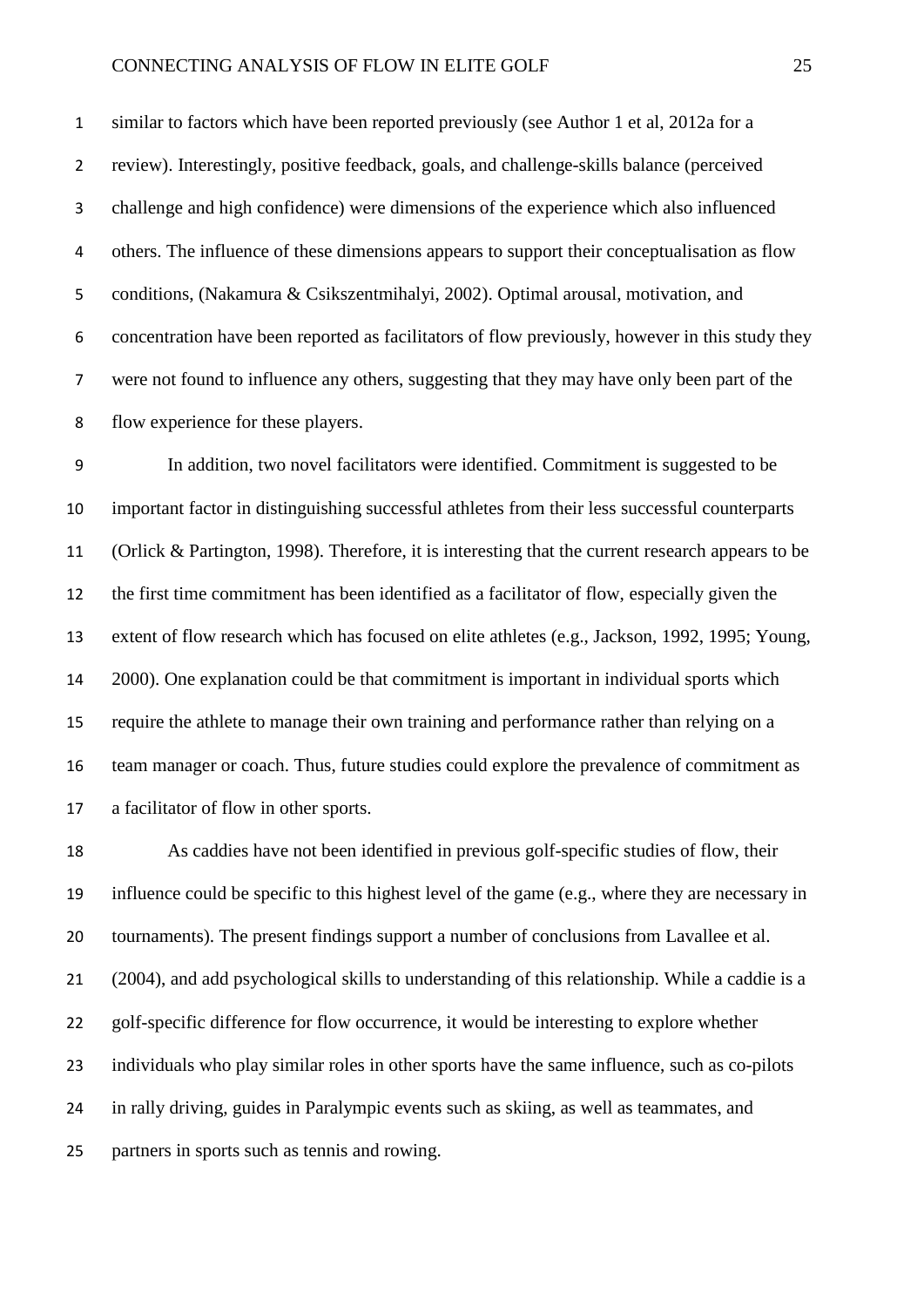similar to factors which have been reported previously (see Author 1 et al, 2012a for a review). Interestingly, positive feedback, goals, and challenge-skills balance (perceived challenge and high confidence) were dimensions of the experience which also influenced others. The influence of these dimensions appears to support their conceptualisation as flow conditions, (Nakamura & Csikszentmihalyi, 2002). Optimal arousal, motivation, and concentration have been reported as facilitators of flow previously, however in this study they were not found to influence any others, suggesting that they may have only been part of the flow experience for these players.

In addition, two novel facilitators were identified. Commitment is suggested to be important factor in distinguishing successful athletes from their less successful counterparts (Orlick & Partington, 1998). Therefore, it is interesting that the current research appears to be the first time commitment has been identified as a facilitator of flow, especially given the extent of flow research which has focused on elite athletes (e.g., Jackson, 1992, 1995; Young, 2000). One explanation could be that commitment is important in individual sports which require the athlete to manage their own training and performance rather than relying on a team manager or coach. Thus, future studies could explore the prevalence of commitment as a facilitator of flow in other sports.

As caddies have not been identified in previous golf-specific studies of flow, their influence could be specific to this highest level of the game (e.g., where they are necessary in tournaments). The present findings support a number of conclusions from Lavallee et al. (2004), and add psychological skills to understanding of this relationship. While a caddie is a golf-specific difference for flow occurrence, it would be interesting to explore whether individuals who play similar roles in other sports have the same influence, such as co-pilots in rally driving, guides in Paralympic events such as skiing, as well as teammates, and partners in sports such as tennis and rowing.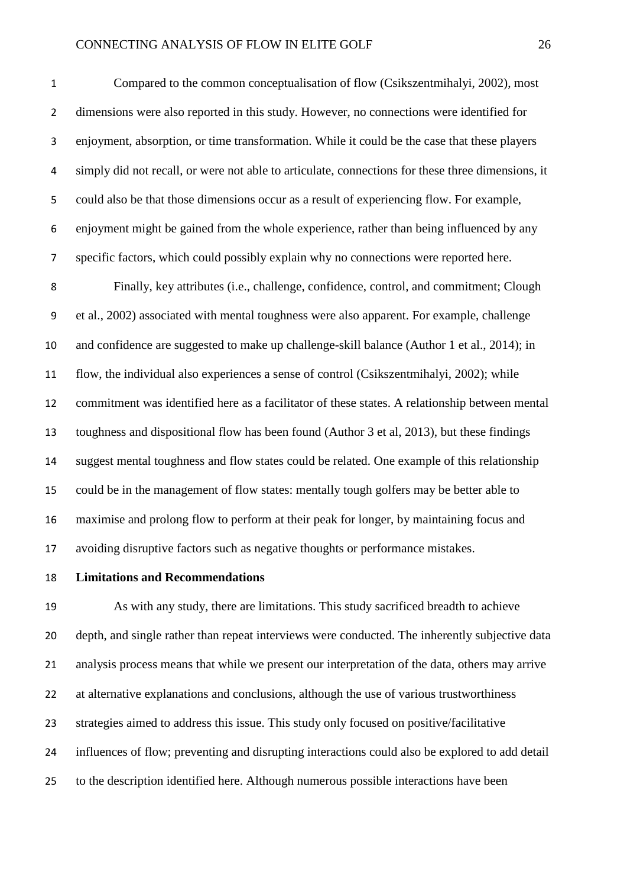Compared to the common conceptualisation of flow (Csikszentmihalyi, 2002), most dimensions were also reported in this study. However, no connections were identified for enjoyment, absorption, or time transformation. While it could be the case that these players simply did not recall, or were not able to articulate, connections for these three dimensions, it could also be that those dimensions occur as a result of experiencing flow. For example, enjoyment might be gained from the whole experience, rather than being influenced by any specific factors, which could possibly explain why no connections were reported here.

Finally, key attributes (i.e., challenge, confidence, control, and commitment; Clough et al., 2002) associated with mental toughness were also apparent. For example, challenge and confidence are suggested to make up challenge-skill balance (Author 1 et al., 2014); in flow, the individual also experiences a sense of control (Csikszentmihalyi, 2002); while commitment was identified here as a facilitator of these states. A relationship between mental toughness and dispositional flow has been found (Author 3 et al, 2013), but these findings suggest mental toughness and flow states could be related. One example of this relationship could be in the management of flow states: mentally tough golfers may be better able to maximise and prolong flow to perform at their peak for longer, by maintaining focus and avoiding disruptive factors such as negative thoughts or performance mistakes.

**Limitations and Recommendations**

As with any study, there are limitations. This study sacrificed breadth to achieve depth, and single rather than repeat interviews were conducted. The inherently subjective data analysis process means that while we present our interpretation of the data, others may arrive at alternative explanations and conclusions, although the use of various trustworthiness strategies aimed to address this issue. This study only focused on positive/facilitative influences of flow; preventing and disrupting interactions could also be explored to add detail to the description identified here. Although numerous possible interactions have been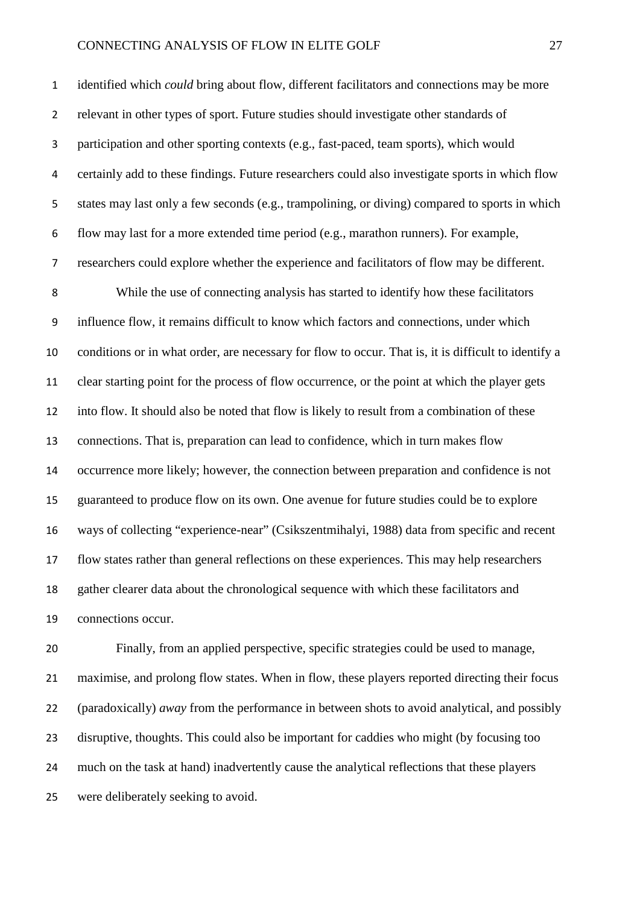identified which *could* bring about flow, different facilitators and connections may be more relevant in other types of sport. Future studies should investigate other standards of participation and other sporting contexts (e.g., fast-paced, team sports), which would certainly add to these findings. Future researchers could also investigate sports in which flow states may last only a few seconds (e.g., trampolining, or diving) compared to sports in which flow may last for a more extended time period (e.g., marathon runners). For example, researchers could explore whether the experience and facilitators of flow may be different.

While the use of connecting analysis has started to identify how these facilitators influence flow, it remains difficult to know which factors and connections, under which conditions or in what order, are necessary for flow to occur. That is, it is difficult to identify a clear starting point for the process of flow occurrence, or the point at which the player gets into flow. It should also be noted that flow is likely to result from a combination of these connections. That is, preparation can lead to confidence, which in turn makes flow occurrence more likely; however, the connection between preparation and confidence is not guaranteed to produce flow on its own. One avenue for future studies could be to explore ways of collecting "experience-near" (Csikszentmihalyi, 1988) data from specific and recent flow states rather than general reflections on these experiences. This may help researchers gather clearer data about the chronological sequence with which these facilitators and connections occur.

Finally, from an applied perspective, specific strategies could be used to manage, maximise, and prolong flow states. When in flow, these players reported directing their focus (paradoxically) *away* from the performance in between shots to avoid analytical, and possibly disruptive, thoughts. This could also be important for caddies who might (by focusing too much on the task at hand) inadvertently cause the analytical reflections that these players were deliberately seeking to avoid.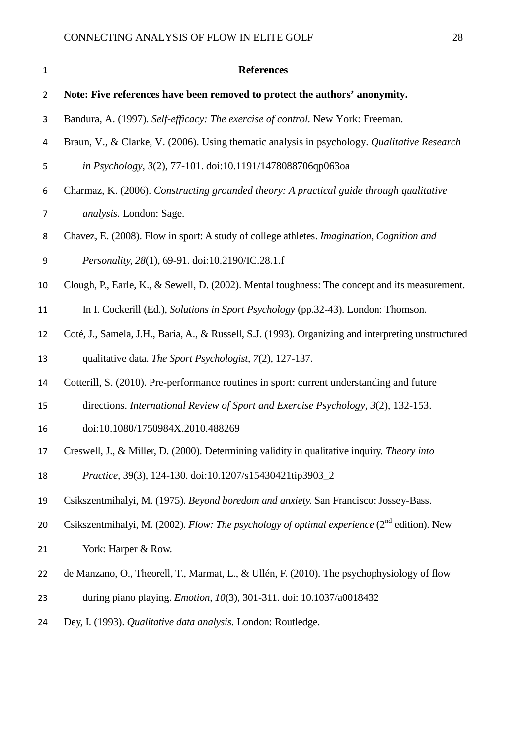## References

**Note: Five references have been removed to protect the authors' anonymity.**

Bandura, A. (1997). *Self-efficacy: The exercise of control.* New York: Freeman.

Braun, V., & Clarke, V. (2006). Using thematic analysis in psychology. *Qualitative Research in Psychology, 3*(2), 77-101. doi:10.1191/1478088706qp063oa

Charmaz, K. (2006). *Constructing grounded theory: A practical guide through qualitative analysis.* London: Sage.

Chavez, E. (2008). Flow in sport: A study of college athletes. *Imagination, Cognition and Personality, 28*(1), 69-91. doi:10.2190/IC.28.1.f

Clough, P., Earle, K., & Sewell, D. (2002). Mental toughness: The concept and its measurement. In I. Cockerill (Ed.), *Solutions in Sport Psychology* (pp.32-43). London: Thomson.

Coté, J., Samela, J.H., Baria, A., & Russell, S.J. (1993). Organizing and interpreting unstructured qualitative data. *The Sport Psychologist, 7*(2), 127-137.

Cotterill, S. (2010). Pre-performance routines in sport: current understanding and future directions. *International Review of Sport and Exercise Psychology, 3*(2), 132-153. doi:10.1080/1750984X.2010.488269

Creswell, J., & Miller, D. (2000). Determining validity in qualitative inquiry. *Theory into Practice,* 39(3), 124-130. doi:10.1207/s15430421tip3903_2

Csikszentmihalyi, M. (1975). *Beyond boredom and anxiety.* San Francisco: Jossey-Bass.

Csikszentmihalyi, M. (2002). *Flow: The psychology of optimal experience* (2nd edition). New York: Harper & Row.

de Manzano, O., Theorell, T., Marmat, L., & Ullén, F. (2010). The psychophysiology of flow during piano playing. *Emotion, 10*(3), 301-311. doi: 10.1037/a0018432

Dey, I. (1993). *Qualitative data analysis.* London: Routledge.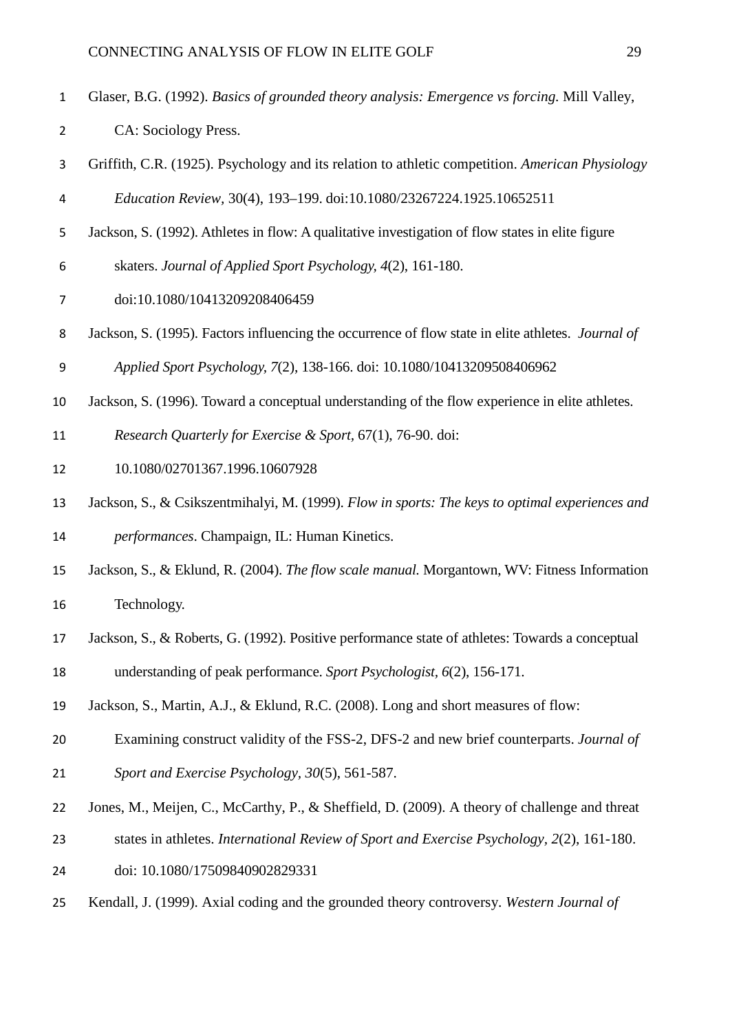Glaser, B.G. (1992). *Basics of grounded theory analysis: Emergence vs forcing.* Mill Valley, CA: Sociology Press.

Griffith, C.R. (1925). Psychology and its relation to athletic competition. *American Physiology Education Review,* 30(4), 193–199. doi:10.1080/23267224.1925.10652511

Jackson, S. (1992). Athletes in flow: A qualitative investigation of flow states in elite figure skaters. *Journal of Applied Sport Psychology, 4*(2), 161-180. doi:10.1080/10413209208406459

Jackson, S. (1995). Factors influencing the occurrence of flow state in elite athletes. *Journal of Applied Sport Psychology, 7*(2), 138-166. doi: 10.1080/10413209508406962

Jackson, S. (1996). Toward a conceptual understanding of the flow experience in elite athletes. *Research Quarterly for Exercise & Sport,* 67(1), 76-90. doi: 10.1080/02701367.1996.10607928

Jackson, S., & Csikszentmihalyi, M. (1999). *Flow in sports: The keys to optimal experiences and performances*. Champaign, IL: Human Kinetics.

Jackson, S., & Eklund, R. (2004). *The flow scale manual.* Morgantown, WV: Fitness Information Technology.

Jackson, S., & Roberts, G. (1992). Positive performance state of athletes: Towards a conceptual understanding of peak performance. *Sport Psychologist, 6*(2), 156-171.

Jackson, S., Martin, A.J., & Eklund, R.C. (2008). Long and short measures of flow: Examining construct validity of the FSS-2, DFS-2 and new brief counterparts. *Journal of Sport and Exercise Psychology, 30*(5), 561-587.

Jones, M., Meijen, C., McCarthy, P., & Sheffield, D. (2009). A theory of challenge and threat states in athletes. *International Review of Sport and Exercise Psychology, 2*(2), 161-180. doi: 10.1080/17509840902829331

Kendall, J. (1999). Axial coding and the grounded theory controversy. *Western Journal of*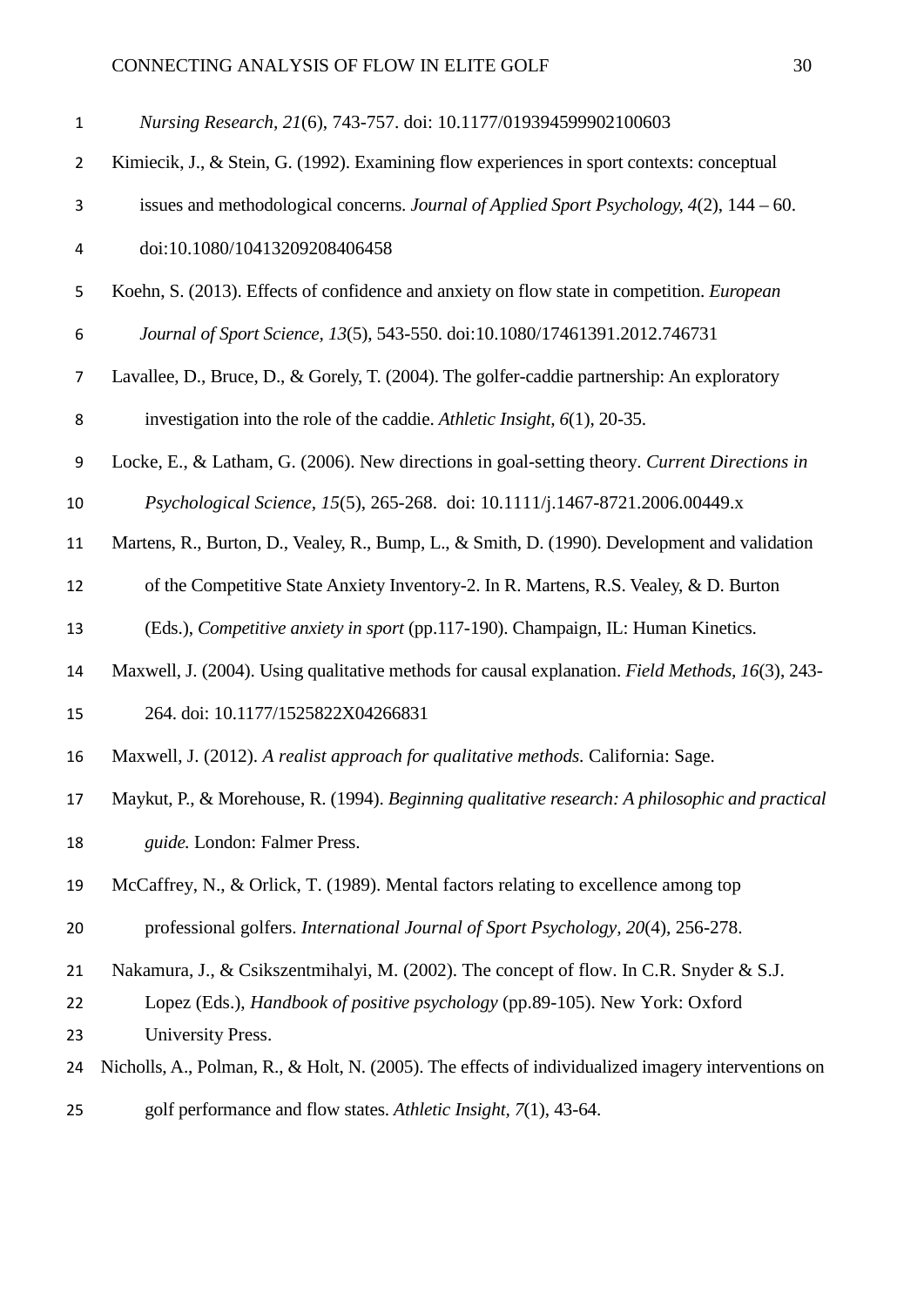*Nursing Research, 21*(6), 743-757. doi: 10.1177/019394599902100603

Kimiecik, J., & Stein, G. (1992). Examining flow experiences in sport contexts: conceptual issues and methodological concerns. *Journal of Applied Sport Psychology, 4*(2), 144 – 60. doi:10.1080/10413209208406458

Koehn, S. (2013). Effects of confidence and anxiety on flow state in competition. *European Journal of Sport Science, 13*(5), 543-550. doi:10.1080/17461391.2012.746731

Lavallee, D., Bruce, D., & Gorely, T. (2004). The golfer-caddie partnership: An exploratory investigation into the role of the caddie. *Athletic Insight, 6*(1), 20-35.

Locke, E., & Latham, G. (2006). New directions in goal-setting theory. *Current Directions in Psychological Science, 15*(5), 265-268. doi: 10.1111/j.1467-8721.2006.00449.x

Martens, R., Burton, D., Vealey, R., Bump, L., & Smith, D. (1990). Development and validation of the Competitive State Anxiety Inventory-2. In R. Martens, R.S. Vealey, & D. Burton (Eds.), *Competitive anxiety in sport* (pp.117-190). Champaign, IL: Human Kinetics.

Maxwell, J. (2004). Using qualitative methods for causal explanation. *Field Methods, 16*(3), 243-264. doi: 10.1177/1525822X04266831

Maxwell, J. (2012). *A realist approach for qualitative methods.* California: Sage.

Maykut, P., & Morehouse, R. (1994). *Beginning qualitative research: A philosophic and practical guide.* London: Falmer Press.

McCaffrey, N., & Orlick, T. (1989). Mental factors relating to excellence among top professional golfers. *International Journal of Sport Psychology, 20*(4), 256-278.

Nakamura, J., & Csikszentmihalyi, M. (2002). The concept of flow. In C.R. Snyder & S.J. Lopez (Eds.), *Handbook of positive psychology* (pp.89-105). New York: Oxford University Press.

Nicholls, A., Polman, R., & Holt, N. (2005). The effects of individualized imagery interventions on golf performance and flow states. *Athletic Insight, 7*(1), 43-64.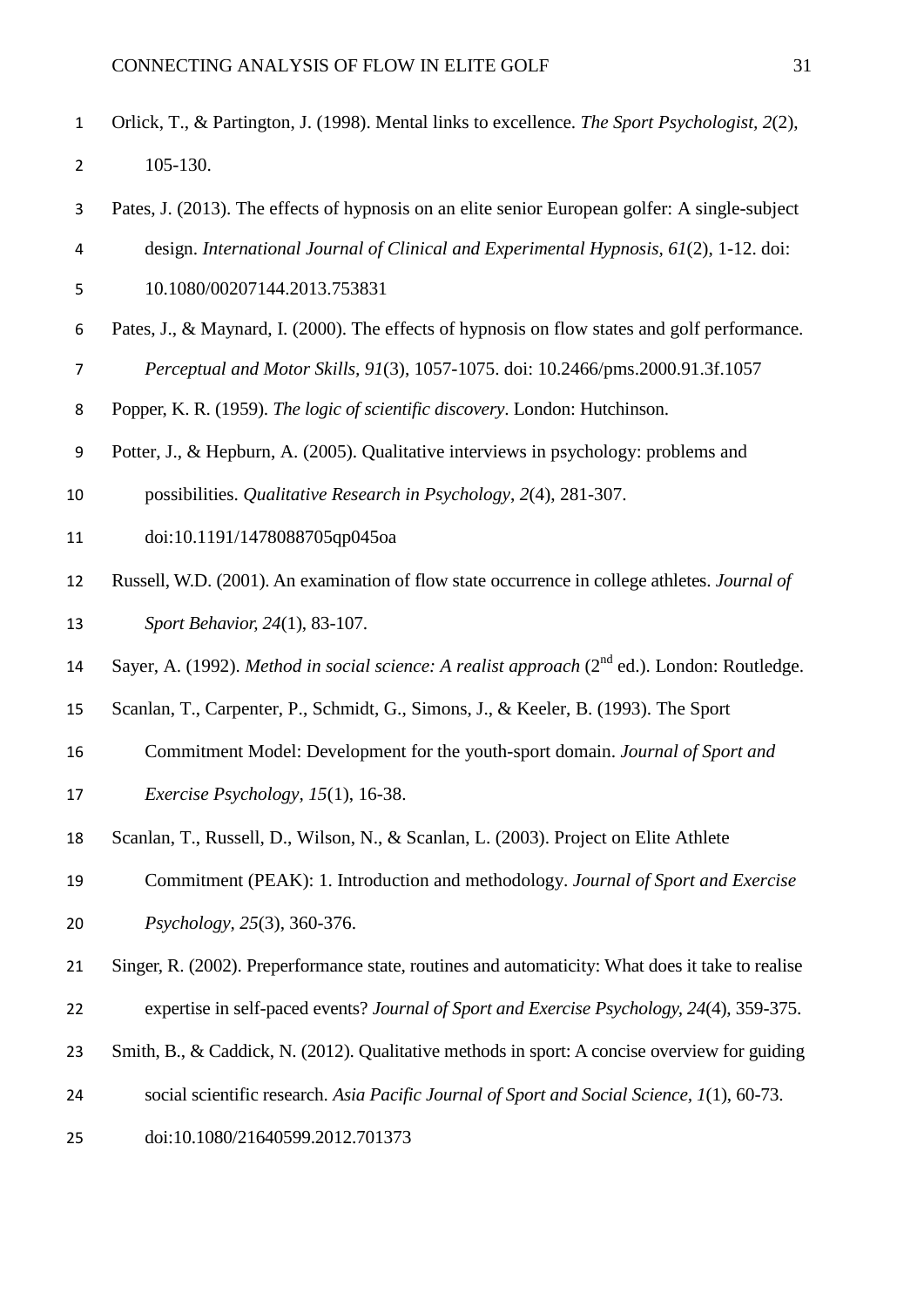Orlick, T., & Partington, J. (1998). Mental links to excellence. *The Sport Psychologist*, *2*(2), 105-130.

Pates, J. (2013). The effects of hypnosis on an elite senior European golfer: A single-subject design. *International Journal of Clinical and Experimental Hypnosis*, *61*(2), 1-12. doi: 10.1080/00207144.2013.753831

Pates, J., & Maynard, I. (2000). The effects of hypnosis on flow states and golf performance. *Perceptual and Motor Skills*, *91*(3), 1057-1075. doi: 10.2466/pms.2000.91.3f.1057

Popper, K. R. (1959). *The logic of scientific discovery*. London: Hutchinson.

Potter, J., & Hepburn, A. (2005). Qualitative interviews in psychology: problems and possibilities. *Qualitative Research in Psychology*, *2*(4), 281-307. doi:10.1191/1478088705qp045oa

Russell, W.D. (2001). An examination of flow state occurrence in college athletes. *Journal of Sport Behavior*, *24*(1), 83-107.

Sayer, A. (1992). *Method in social science: A realist approach* (2nd ed.). London: Routledge.

Scanlan, T., Carpenter, P., Schmidt, G., Simons, J., & Keeler, B. (1993). The Sport Commitment Model: Development for the youth-sport domain. *Journal of Sport and Exercise Psychology*, *15*(1), 16-38.

Scanlan, T., Russell, D., Wilson, N., & Scanlan, L. (2003). Project on Elite Athlete Commitment (PEAK): 1. Introduction and methodology. *Journal of Sport and Exercise Psychology*, *25*(3), 360-376.

Singer, R. (2002). Preperformance state, routines and automaticity: What does it take to realise expertise in self-paced events? *Journal of Sport and Exercise Psychology*, *24*(4), 359-375.

Smith, B., & Caddick, N. (2012). Qualitative methods in sport: A concise overview for guiding social scientific research. *Asia Pacific Journal of Sport and Social Science*, *1*(1), 60-73. doi:10.1080/21640599.2012.701373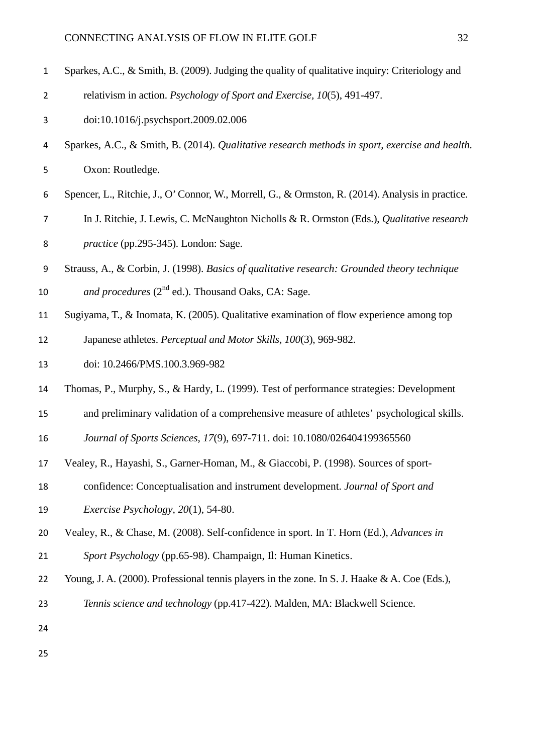Sparkes, A.C., & Smith, B. (2009). Judging the quality of qualitative inquiry: Criteriology and relativism in action. *Psychology of Sport and Exercise, 10*(5), 491-497. doi:10.1016/j.psychsport.2009.02.006

Sparkes, A.C., & Smith, B. (2014). *Qualitative research methods in sport, exercise and health.* Oxon: Routledge.

Spencer, L., Ritchie, J., O' Connor, W., Morrell, G., & Ormston, R. (2014). Analysis in practice. In J. Ritchie, J. Lewis, C. McNaughton Nicholls & R. Ormston (Eds.), *Qualitative research practice* (pp.295-345). London: Sage.

Strauss, A., & Corbin, J. (1998). *Basics of qualitative research: Grounded theory technique and procedures* (2nd ed.). Thousand Oaks, CA: Sage.

Sugiyama, T., & Inomata, K. (2005). Qualitative examination of flow experience among top Japanese athletes. *Perceptual and Motor Skills, 100*(3), 969-982. doi: 10.2466/PMS.100.3.969-982

Thomas, P., Murphy, S., & Hardy, L. (1999). Test of performance strategies: Development and preliminary validation of a comprehensive measure of athletes' psychological skills. *Journal of Sports Sciences, 17*(9), 697-711. doi: 10.1080/026404199365560

Vealey, R., Hayashi, S., Garner-Homan, M., & Giaccobi, P. (1998). Sources of sport-confidence: Conceptualisation and instrument development. *Journal of Sport and Exercise Psychology, 20*(1), 54-80.

Vealey, R., & Chase, M. (2008). Self-confidence in sport. In T. Horn (Ed.), *Advances in Sport Psychology* (pp.65-98). Champaign, Il: Human Kinetics.

Young, J. A. (2000). Professional tennis players in the zone. In S. J. Haake & A. Coe (Eds.), *Tennis science and technology* (pp.417-422). Malden, MA: Blackwell Science.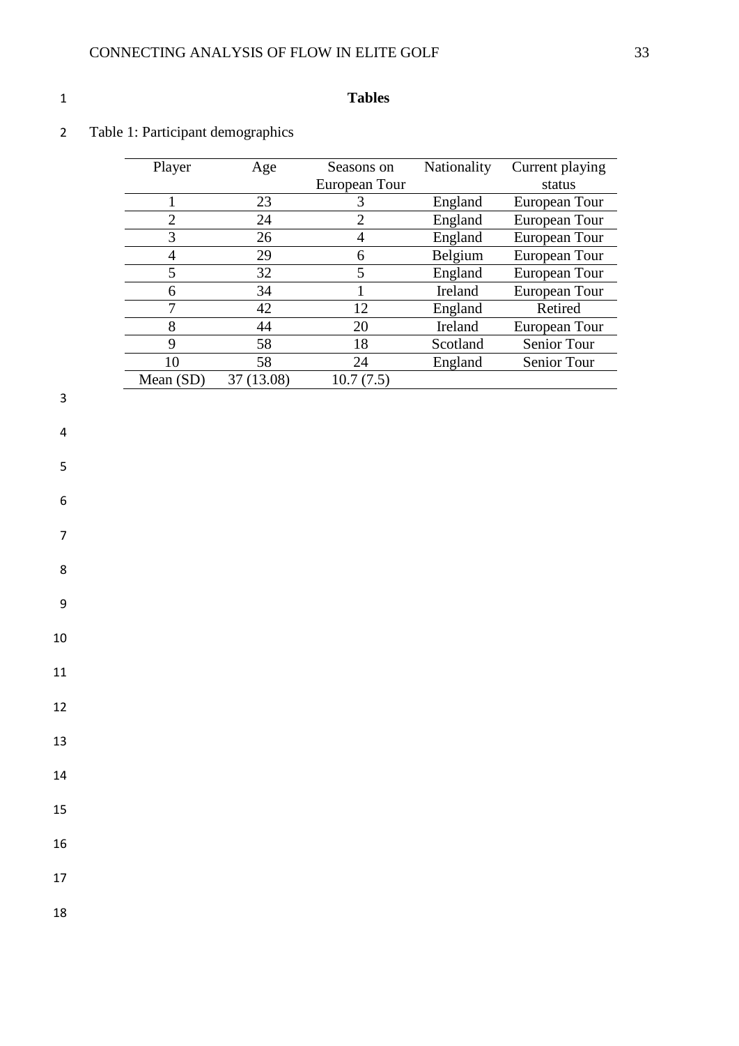# Tables

Table 1: Participant demographics

| Player | Age | Seasons on European Tour | Nationality | Current playing status |
|---|---|---|---|---|
| 1 | 23 | 3 | England | European Tour |
| 2 | 24 | 2 | England | European Tour |
| 3 | 26 | 4 | England | European Tour |
| 4 | 29 | 6 | Belgium | European Tour |
| 5 | 32 | 5 | England | European Tour |
| 6 | 34 | 1 | Ireland | European Tour |
| 7 | 42 | 12 | England | Retired |
| 8 | 44 | 20 | Ireland | European Tour |
| 9 | 58 | 18 | Scotland | Senior Tour |
| 10 | 58 | 24 | England | Senior Tour |
| Mean (SD) | 37 (13.08) | 10.7 (7.5) | | |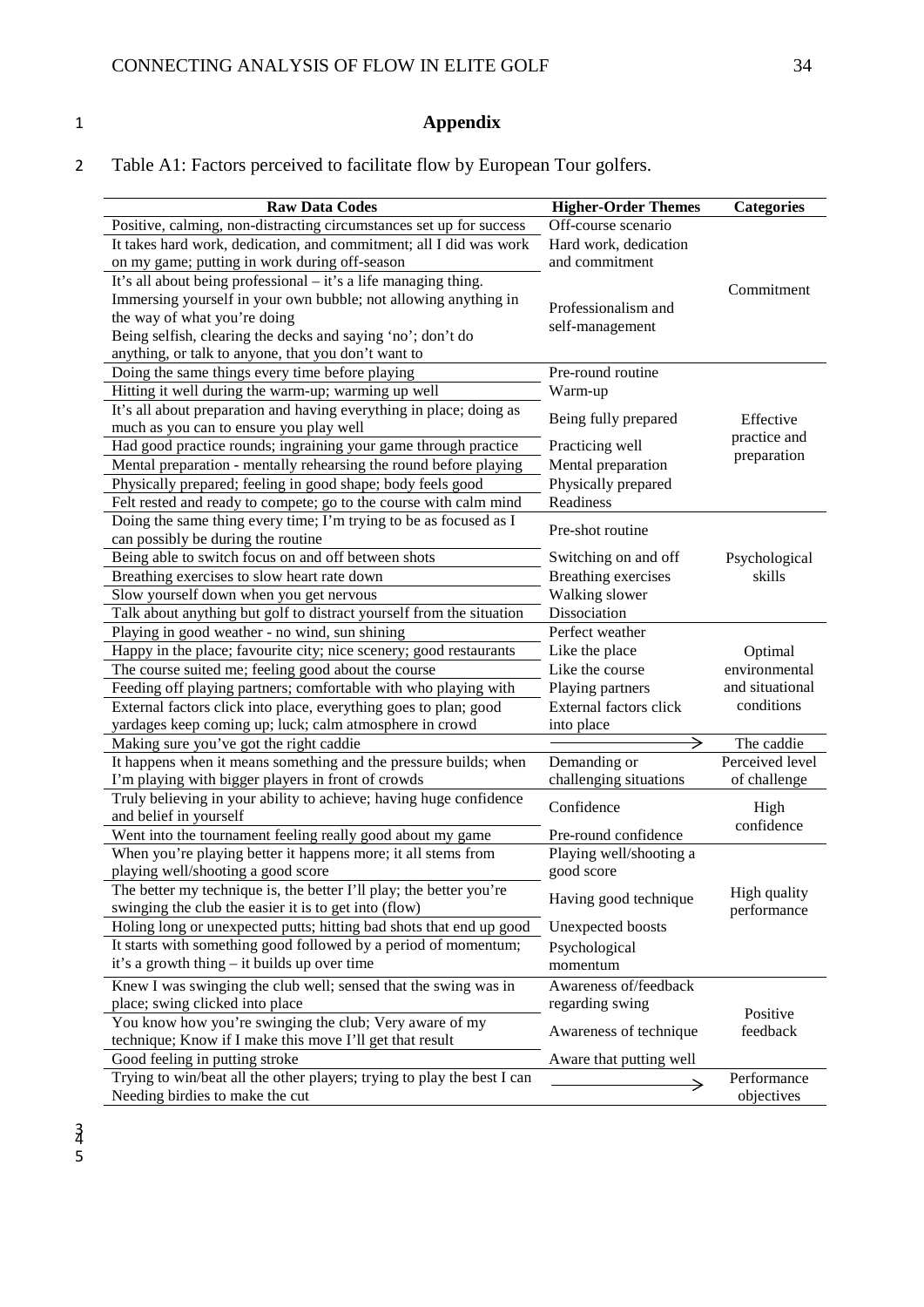## Appendix

Table A1: Factors perceived to facilitate flow by European Tour golfers.

| Raw Data Codes | Higher-Order Themes | Categories |
|---|---|---|
| Positive, calming, non-distracting circumstances set up for success | Off-course scenario | Commitment |
| It takes hard work, dedication, and commitment; all I did was work on my game; putting in work during off-season | Hard work, dedication and commitment | |
| It's all about being professional – it's a life managing thing. Immersing yourself in your own bubble; not allowing anything in the way of what you're doing Being selfish, clearing the decks and saying 'no'; don't do anything, or talk to anyone, that you don't want to | Professionalism and self-management | |
| Doing the same things every time before playing | Pre-round routine | Effective practice and preparation |
| Hitting it well during the warm-up; warming up well | Warm-up | |
| It's all about preparation and having everything in place; doing as much as you can to ensure you play well | Being fully prepared | |
| Had good practice rounds; ingraining your game through practice | Practicing well | |
| Mental preparation - mentally rehearsing the round before playing | Mental preparation | |
| Physically prepared; feeling in good shape; body feels good | Physically prepared | |
| Felt rested and ready to compete; go to the course with calm mind | Readiness | |
| Doing the same thing every time; I'm trying to be as focused as I can possibly be during the routine | Pre-shot routine | Psychological skills |
| Being able to switch focus on and off between shots | Switching on and off | |
| Breathing exercises to slow heart rate down | Breathing exercises | |
| Slow yourself down when you get nervous | Walking slower | |
| Talk about anything but golf to distract yourself from the situation | Dissociation | |
| Playing in good weather - no wind, sun shining | Perfect weather | Optimal environmental and situational conditions |
| Happy in the place; favourite city; nice scenery; good restaurants | Like the place | |
| The course suited me; feeling good about the course | Like the course | |
| Feeding off playing partners; comfortable with who playing with | Playing partners | |
| External factors click into place, everything goes to plan; good yardages keep coming up; luck; calm atmosphere in crowd | External factors click into place | |
| Making sure you've got the right caddie | → | The caddie |
| It happens when it means something and the pressure builds; when I'm playing with bigger players in front of crowds | Demanding or challenging situations | Perceived level of challenge |
| Truly believing in your ability to achieve; having huge confidence and belief in yourself | Confidence | High confidence |
| Went into the tournament feeling really good about my game | Pre-round confidence | |
| When you're playing better it happens more; it all stems from playing well/shooting a good score | Playing well/shooting a good score | High quality performance |
| The better my technique is, the better I'll play; the better you're swinging the club the easier it is to get into (flow) | Having good technique | |
| Holing long or unexpected putts; hitting bad shots that end up good | Unexpected boosts | |
| It starts with something good followed by a period of momentum; it's a growth thing – it builds up over time | Psychological momentum | |
| Knew I was swinging the club well; sensed that the swing was in place; swing clicked into place | Awareness of/feedback regarding swing | Positive feedback |
| You know how you're swinging the club; Very aware of my technique; Know if I make this move I'll get that result | Awareness of technique | |
| Good feeling in putting stroke | Aware that putting well | |
| Trying to win/beat all the other players; trying to play the best I can Needing birdies to make the cut | → | Performance objectives |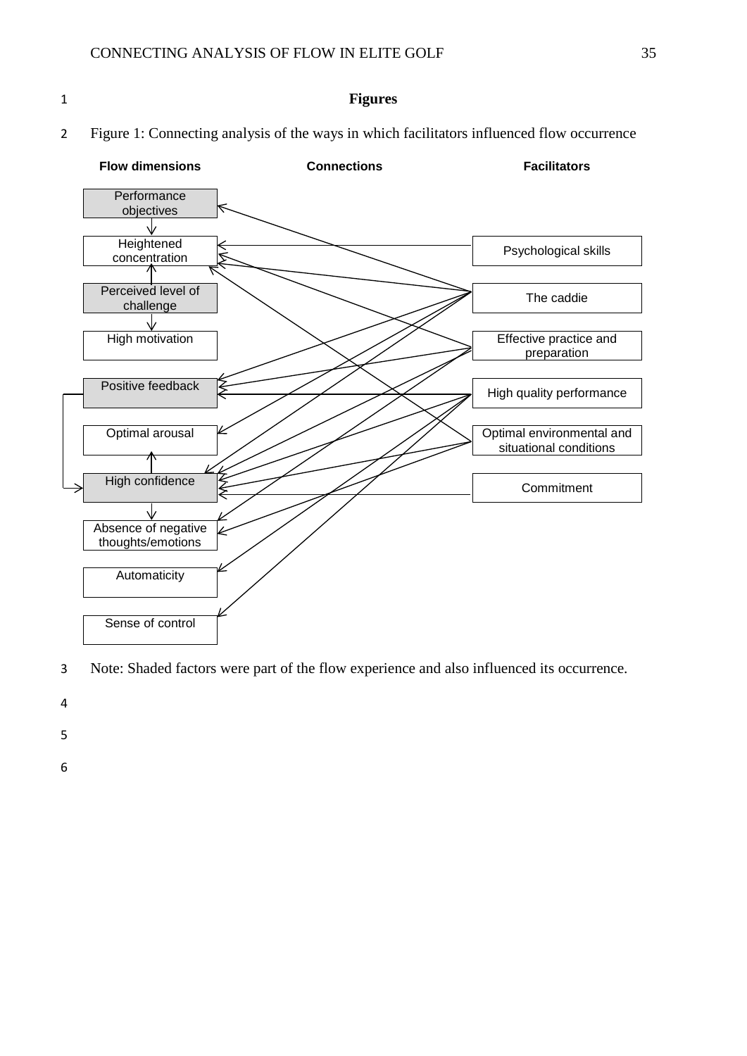# Figures

Figure 1: Connecting analysis of the ways in which facilitators influenced flow occurrence

Flow dimensions

Connections

Facilitators

Performance objectives

Heightened concentration

Perceived level of challenge

High motivation

Positive feedback

Optimal arousal

High confidence

Absence of negative thoughts/emotions

Automaticity

Sense of control

Psychological skills

The caddie

Effective practice and preparation

High quality performance

Optimal environmental and situational conditions

Commitment

Note: Shaded factors were part of the flow experience and also influenced its occurrence.